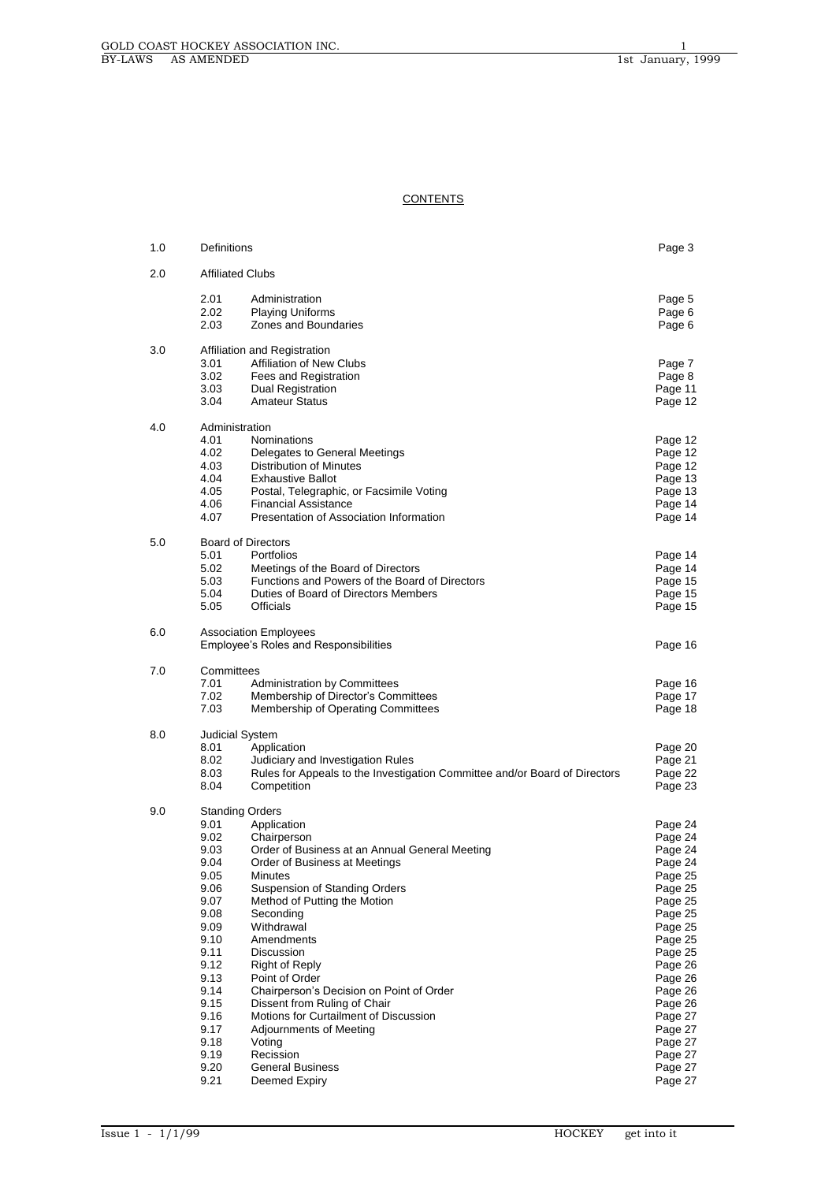# CONTENTS

| | | | |
|---|---|---|---|
| 1.0 | Definitions | | Page 3 |
| 2.0 | Affiliated Clubs | | |
| | 2.01 | Administration | Page 5 |
| | 2.02 | Playing Uniforms | Page 6 |
| | 2.03 | Zones and Boundaries | Page 6 |
| 3.0 | Affiliation and Registration | | |
| | 3.01 | Affiliation of New Clubs | Page 7 |
| | 3.02 | Fees and Registration | Page 8 |
| | 3.03 | Dual Registration | Page 11 |
| | 3.04 | Amateur Status | Page 12 |
| 4.0 | Administration | | |
| | 4.01 | Nominations | Page 12 |
| | 4.02 | Delegates to General Meetings | Page 12 |
| | 4.03 | Distribution of Minutes | Page 12 |
| | 4.04 | Exhaustive Ballot | Page 13 |
| | 4.05 | Postal, Telegraphic, or Facsimile Voting | Page 13 |
| | 4.06 | Financial Assistance | Page 14 |
| | 4.07 | Presentation of Association Information | Page 14 |
| 5.0 | Board of Directors | | |
| | 5.01 | Portfolios | Page 14 |
| | 5.02 | Meetings of the Board of Directors | Page 14 |
| | 5.03 | Functions and Powers of the Board of Directors | Page 15 |
| | 5.04 | Duties of Board of Directors Members | Page 15 |
| | 5.05 | Officials | Page 15 |
| 6.0 | Association Employees | | |
| | Employee's Roles and Responsibilities | | Page 16 |
| 7.0 | Committees | | |
| | 7.01 | Administration by Committees | Page 16 |
| | 7.02 | Membership of Director's Committees | Page 17 |
| | 7.03 | Membership of Operating Committees | Page 18 |
| 8.0 | Judicial System | | |
| | 8.01 | Application | Page 20 |
| | 8.02 | Judiciary and Investigation Rules | Page 21 |
| | 8.03 | Rules for Appeals to the Investigation Committee and/or Board of Directors | Page 22 |
| | 8.04 | Competition | Page 23 |
| 9.0 | Standing Orders | | |
| | 9.01 | Application | Page 24 |
| | 9.02 | Chairperson | Page 24 |
| | 9.03 | Order of Business at an Annual General Meeting | Page 24 |
| | 9.04 | Order of Business at Meetings | Page 24 |
| | 9.05 | Minutes | Page 25 |
| | 9.06 | Suspension of Standing Orders | Page 25 |
| | 9.07 | Method of Putting the Motion | Page 25 |
| | 9.08 | Seconding | Page 25 |
| | 9.09 | Withdrawal | Page 25 |
| | 9.10 | Amendments | Page 25 |
| | 9.11 | Discussion | Page 25 |
| | 9.12 | Right of Reply | Page 26 |
| | 9.13 | Point of Order | Page 26 |
| | 9.14 | Chairperson's Decision on Point of Order | Page 26 |
| | 9.15 | Dissent from Ruling of Chair | Page 26 |
| | 9.16 | Motions for Curtailment of Discussion | Page 27 |
| | 9.17 | Adjournments of Meeting | Page 27 |
| | 9.18 | Voting | Page 27 |
| | 9.19 | Recission | Page 27 |
| | 9.20 | General Business | Page 27 |
| | 9.21 | Deemed Expiry | Page 27 |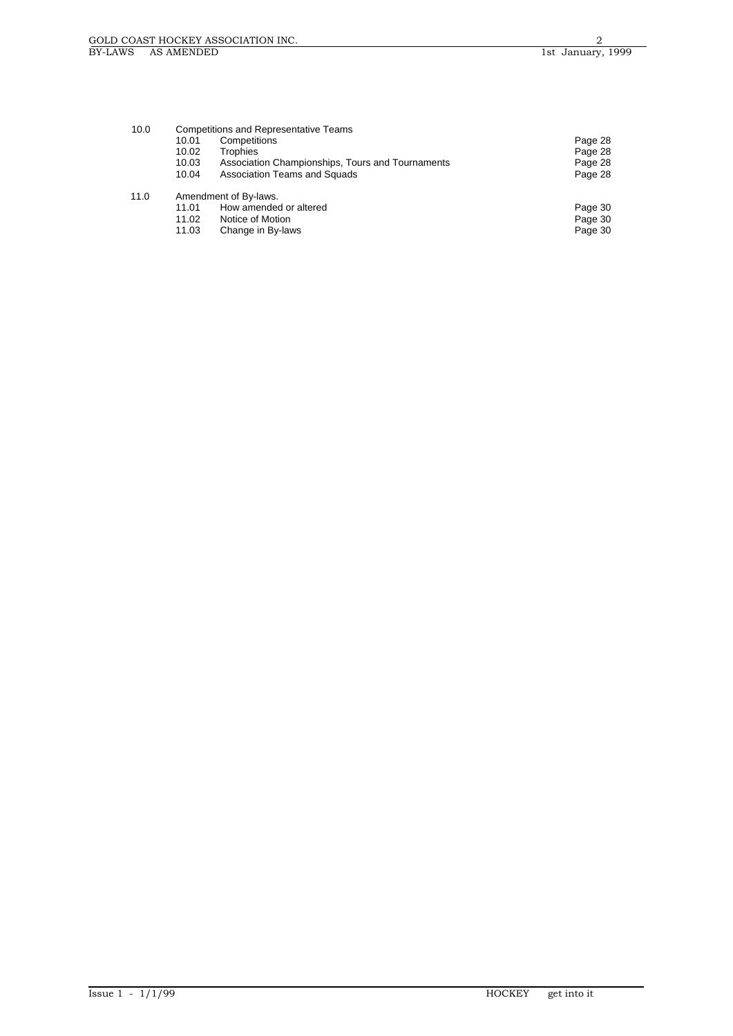| | | | |
|---|---|---|---|
| 10.0 | Competitions and Representative Teams | | |
| | 10.01 | Competitions | Page 28 |
| | 10.02 | Trophies | Page 28 |
| | 10.03 | Association Championships, Tours and Tournaments | Page 28 |
| | 10.04 | Association Teams and Squads | Page 28 |
| 11.0 | Amendment of By-laws. | | |
| | 11.01 | How amended or altered | Page 30 |
| | 11.02 | Notice of Motion | Page 30 |
| | 11.03 | Change in By-laws | Page 30 |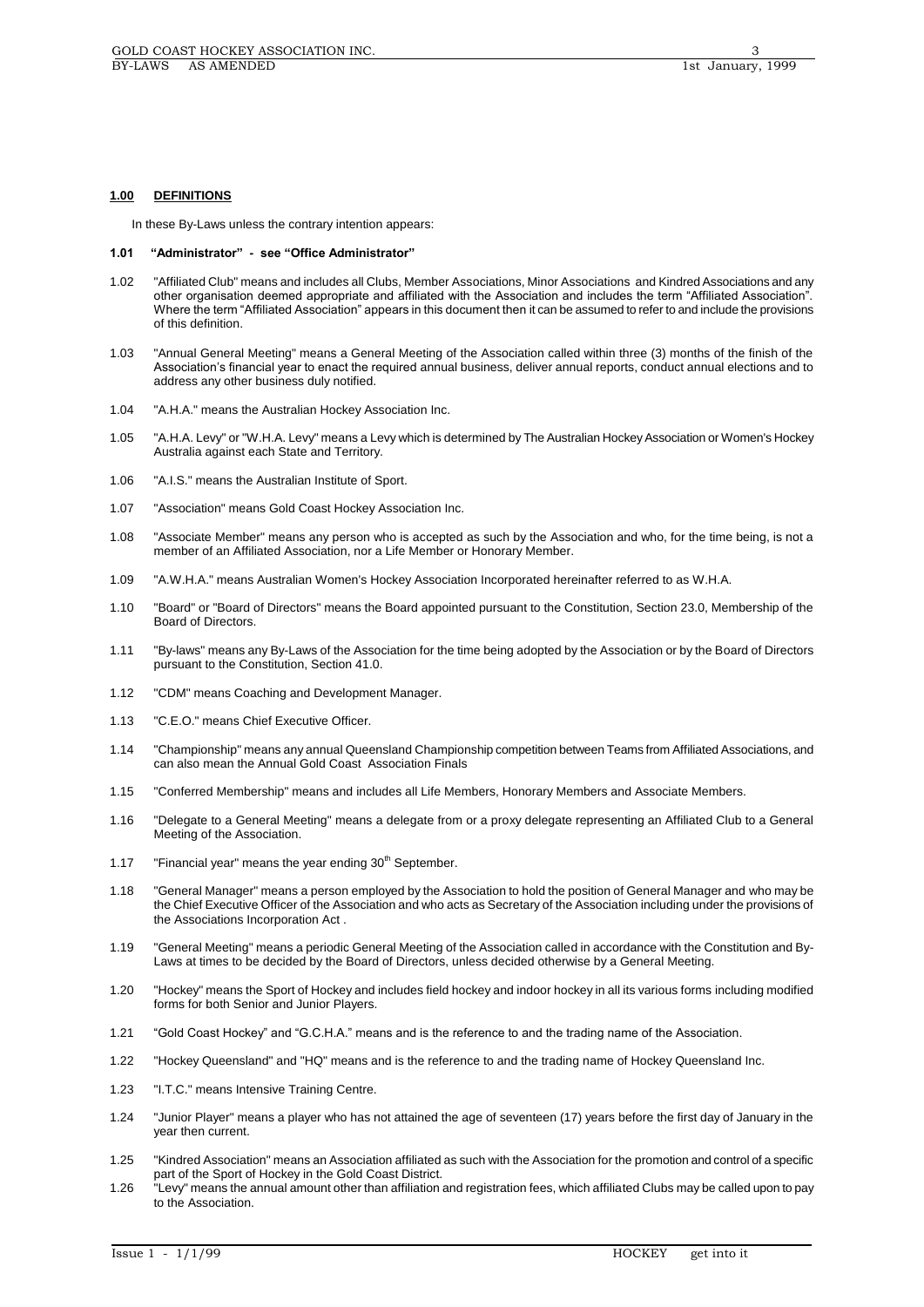## 1.00 DEFINITIONS

In these By-Laws unless the contrary intention appears:

**1.01 "Administrator" - see "Office Administrator"**

1.02 "Affiliated Club" means and includes all Clubs, Member Associations, Minor Associations and Kindred Associations and any other organisation deemed appropriate and affiliated with the Association and includes the term "Affiliated Association". Where the term "Affiliated Association" appears in this document then it can be assumed to refer to and include the provisions of this definition.

1.03 "Annual General Meeting" means a General Meeting of the Association called within three (3) months of the finish of the Association's financial year to enact the required annual business, deliver annual reports, conduct annual elections and to address any other business duly notified.

1.04 "A.H.A." means the Australian Hockey Association Inc.

1.05 "A.H.A. Levy" or "W.H.A. Levy" means a Levy which is determined by The Australian Hockey Association or Women's Hockey Australia against each State and Territory.

1.06 "A.I.S." means the Australian Institute of Sport.

1.07 "Association" means Gold Coast Hockey Association Inc.

1.08 "Associate Member" means any person who is accepted as such by the Association and who, for the time being, is not a member of an Affiliated Association, nor a Life Member or Honorary Member.

1.09 "A.W.H.A." means Australian Women's Hockey Association Incorporated hereinafter referred to as W.H.A.

1.10 "Board" or "Board of Directors" means the Board appointed pursuant to the Constitution, Section 23.0, Membership of the Board of Directors.

1.11 "By-laws" means any By-Laws of the Association for the time being adopted by the Association or by the Board of Directors pursuant to the Constitution, Section 41.0.

1.12 "CDM" means Coaching and Development Manager.

1.13 "C.E.O." means Chief Executive Officer.

1.14 "Championship" means any annual Queensland Championship competition between Teams from Affiliated Associations, and can also mean the Annual Gold Coast Association Finals

1.15 "Conferred Membership" means and includes all Life Members, Honorary Members and Associate Members.

1.16 "Delegate to a General Meeting" means a delegate from or a proxy delegate representing an Affiliated Club to a General Meeting of the Association.

1.17 "Financial year" means the year ending 30th September.

1.18 "General Manager" means a person employed by the Association to hold the position of General Manager and who may be the Chief Executive Officer of the Association and who acts as Secretary of the Association including under the provisions of the Associations Incorporation Act .

1.19 "General Meeting" means a periodic General Meeting of the Association called in accordance with the Constitution and By-Laws at times to be decided by the Board of Directors, unless decided otherwise by a General Meeting.

1.20 "Hockey" means the Sport of Hockey and includes field hockey and indoor hockey in all its various forms including modified forms for both Senior and Junior Players.

1.21 "Gold Coast Hockey" and "G.C.H.A." means and is the reference to and the trading name of the Association.

1.22 "Hockey Queensland" and "HQ" means and is the reference to and the trading name of Hockey Queensland Inc.

1.23 "I.T.C." means Intensive Training Centre.

1.24 "Junior Player" means a player who has not attained the age of seventeen (17) years before the first day of January in the year then current.

1.25 "Kindred Association" means an Association affiliated as such with the Association for the promotion and control of a specific part of the Sport of Hockey in the Gold Coast District.

1.26 "Levy" means the annual amount other than affiliation and registration fees, which affiliated Clubs may be called upon to pay to the Association.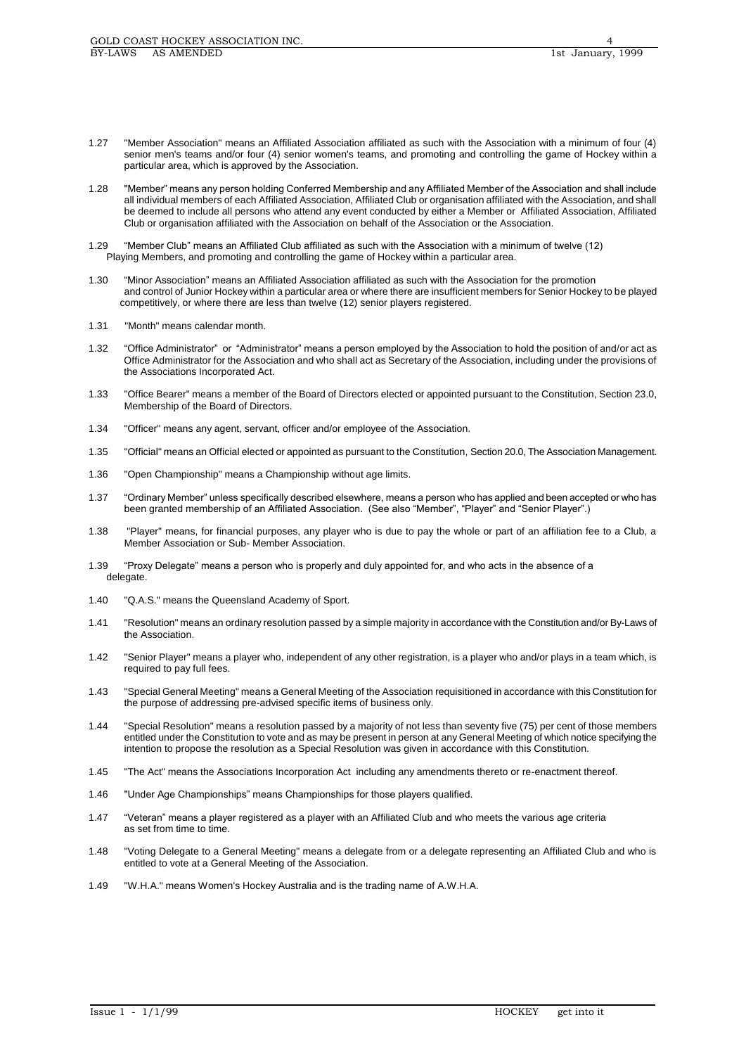1.27 "Member Association" means an Affiliated Association affiliated as such with the Association with a minimum of four (4) senior men's teams and/or four (4) senior women's teams, and promoting and controlling the game of Hockey within a particular area, which is approved by the Association.

1.28 "Member" means any person holding Conferred Membership and any Affiliated Member of the Association and shall include all individual members of each Affiliated Association, Affiliated Club or organisation affiliated with the Association, and shall be deemed to include all persons who attend any event conducted by either a Member or Affiliated Association, Affiliated Club or organisation affiliated with the Association on behalf of the Association or the Association.

1.29 "Member Club" means an Affiliated Club affiliated as such with the Association with a minimum of twelve (12) Playing Members, and promoting and controlling the game of Hockey within a particular area.

1.30 "Minor Association" means an Affiliated Association affiliated as such with the Association for the promotion and control of Junior Hockey within a particular area or where there are insufficient members for Senior Hockey to be played competitively, or where there are less than twelve (12) senior players registered.

1.31 "Month" means calendar month.

1.32 "Office Administrator" or "Administrator" means a person employed by the Association to hold the position of and/or act as Office Administrator for the Association and who shall act as Secretary of the Association, including under the provisions of the Associations Incorporated Act.

1.33 "Office Bearer" means a member of the Board of Directors elected or appointed pursuant to the Constitution, Section 23.0, Membership of the Board of Directors.

1.34 "Officer" means any agent, servant, officer and/or employee of the Association.

1.35 "Official" means an Official elected or appointed as pursuant to the Constitution, Section 20.0, The Association Management.

1.36 "Open Championship" means a Championship without age limits.

1.37 "Ordinary Member" unless specifically described elsewhere, means a person who has applied and been accepted or who has been granted membership of an Affiliated Association. (See also "Member", "Player" and "Senior Player".)

1.38 "Player" means, for financial purposes, any player who is due to pay the whole or part of an affiliation fee to a Club, a Member Association or Sub- Member Association.

1.39 "Proxy Delegate" means a person who is properly and duly appointed for, and who acts in the absence of a delegate.

1.40 "Q.A.S." means the Queensland Academy of Sport.

1.41 "Resolution" means an ordinary resolution passed by a simple majority in accordance with the Constitution and/or By-Laws of the Association.

1.42 "Senior Player" means a player who, independent of any other registration, is a player who and/or plays in a team which, is required to pay full fees.

1.43 "Special General Meeting" means a General Meeting of the Association requisitioned in accordance with this Constitution for the purpose of addressing pre-advised specific items of business only.

1.44 "Special Resolution" means a resolution passed by a majority of not less than seventy five (75) per cent of those members entitled under the Constitution to vote and as may be present in person at any General Meeting of which notice specifying the intention to propose the resolution as a Special Resolution was given in accordance with this Constitution.

1.45 "The Act" means the Associations Incorporation Act including any amendments thereto or re-enactment thereof.

1.46 "Under Age Championships" means Championships for those players qualified.

1.47 "Veteran" means a player registered as a player with an Affiliated Club and who meets the various age criteria as set from time to time.

1.48 "Voting Delegate to a General Meeting" means a delegate from or a delegate representing an Affiliated Club and who is entitled to vote at a General Meeting of the Association.

1.49 "W.H.A." means Women's Hockey Australia and is the trading name of A.W.H.A.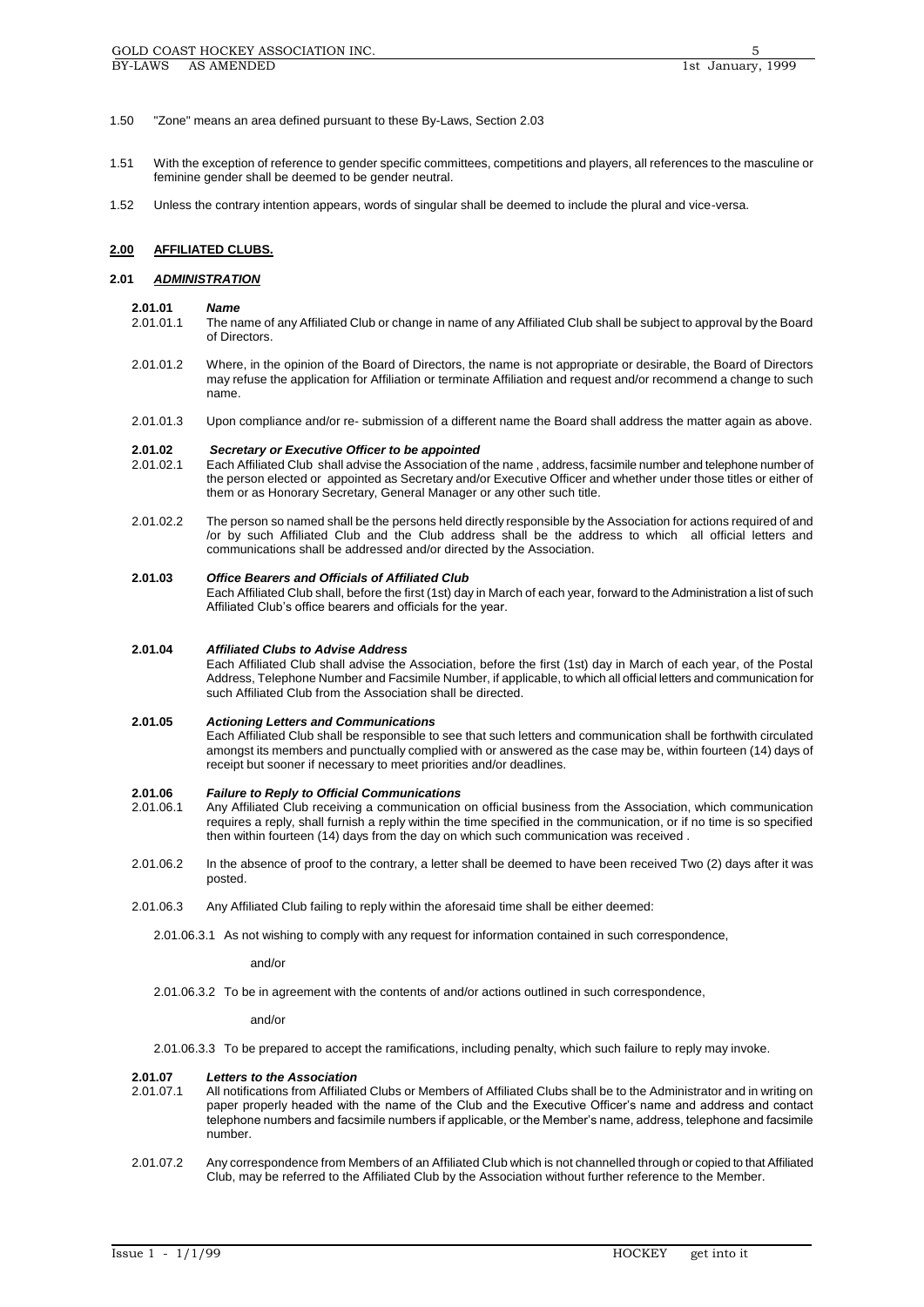1.50 "Zone" means an area defined pursuant to these By-Laws, Section 2.03

1.51 With the exception of reference to gender specific committees, competitions and players, all references to the masculine or feminine gender shall be deemed to be gender neutral.

1.52 Unless the contrary intention appears, words of singular shall be deemed to include the plural and vice-versa.

## 2.00 AFFILIATED CLUBS.

### 2.01 *ADMINISTRATION*

**2.01.01** ***Name***

2.01.01.1 The name of any Affiliated Club or change in name of any Affiliated Club shall be subject to approval by the Board of Directors.

2.01.01.2 Where, in the opinion of the Board of Directors, the name is not appropriate or desirable, the Board of Directors may refuse the application for Affiliation or terminate Affiliation and request and/or recommend a change to such name.

2.01.01.3 Upon compliance and/or re- submission of a different name the Board shall address the matter again as above.

**2.01.02** ***Secretary or Executive Officer to be appointed***

2.01.02.1 Each Affiliated Club shall advise the Association of the name , address, facsimile number and telephone number of the person elected or appointed as Secretary and/or Executive Officer and whether under those titles or either of them or as Honorary Secretary, General Manager or any other such title.

2.01.02.2 The person so named shall be the persons held directly responsible by the Association for actions required of and /or by such Affiliated Club and the Club address shall be the address to which all official letters and communications shall be addressed and/or directed by the Association.

**2.01.03** ***Office Bearers and Officials of Affiliated Club***

Each Affiliated Club shall, before the first (1st) day in March of each year, forward to the Administration a list of such Affiliated Club's office bearers and officials for the year.

**2.01.04** ***Affiliated Clubs to Advise Address***

Each Affiliated Club shall advise the Association, before the first (1st) day in March of each year, of the Postal Address, Telephone Number and Facsimile Number, if applicable, to which all official letters and communication for such Affiliated Club from the Association shall be directed.

**2.01.05** ***Actioning Letters and Communications***

Each Affiliated Club shall be responsible to see that such letters and communication shall be forthwith circulated amongst its members and punctually complied with or answered as the case may be, within fourteen (14) days of receipt but sooner if necessary to meet priorities and/or deadlines.

**2.01.06** ***Failure to Reply to Official Communications***

2.01.06.1 Any Affiliated Club receiving a communication on official business from the Association, which communication requires a reply, shall furnish a reply within the time specified in the communication, or if no time is so specified then within fourteen (14) days from the day on which such communication was received .

2.01.06.2 In the absence of proof to the contrary, a letter shall be deemed to have been received Two (2) days after it was posted.

2.01.06.3 Any Affiliated Club failing to reply within the aforesaid time shall be either deemed:

2.01.06.3.1 As not wishing to comply with any request for information contained in such correspondence,

and/or

2.01.06.3.2 To be in agreement with the contents of and/or actions outlined in such correspondence,

and/or

2.01.06.3.3 To be prepared to accept the ramifications, including penalty, which such failure to reply may invoke.

**2.01.07** ***Letters to the Association***

2.01.07.1 All notifications from Affiliated Clubs or Members of Affiliated Clubs shall be to the Administrator and in writing on paper properly headed with the name of the Club and the Executive Officer's name and address and contact telephone numbers and facsimile numbers if applicable, or the Member's name, address, telephone and facsimile number.

2.01.07.2 Any correspondence from Members of an Affiliated Club which is not channelled through or copied to that Affiliated Club, may be referred to the Affiliated Club by the Association without further reference to the Member.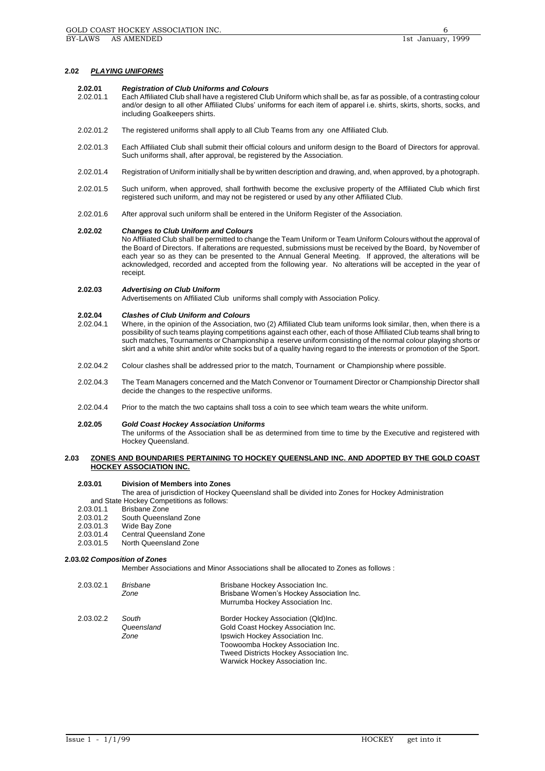## 2.02 *PLAYING UNIFORMS*

### 2.02.01 *Registration of Club Uniforms and Colours*

2.02.01.1 Each Affiliated Club shall have a registered Club Uniform which shall be, as far as possible, of a contrasting colour and/or design to all other Affiliated Clubs' uniforms for each item of apparel i.e. shirts, skirts, shorts, socks, and including Goalkeepers shirts.

2.02.01.2 The registered uniforms shall apply to all Club Teams from any one Affiliated Club.

2.02.01.3 Each Affiliated Club shall submit their official colours and uniform design to the Board of Directors for approval. Such uniforms shall, after approval, be registered by the Association.

2.02.01.4 Registration of Uniform initially shall be by written description and drawing, and, when approved, by a photograph.

2.02.01.5 Such uniform, when approved, shall forthwith become the exclusive property of the Affiliated Club which first registered such uniform, and may not be registered or used by any other Affiliated Club.

2.02.01.6 After approval such uniform shall be entered in the Uniform Register of the Association.

### 2.02.02 *Changes to Club Uniform and Colours*

No Affiliated Club shall be permitted to change the Team Uniform or Team Uniform Colours without the approval of the Board of Directors. If alterations are requested, submissions must be received by the Board, by November of each year so as they can be presented to the Annual General Meeting. If approved, the alterations will be acknowledged, recorded and accepted from the following year. No alterations will be accepted in the year of receipt.

### 2.02.03 *Advertising on Club Uniform*

Advertisements on Affiliated Club uniforms shall comply with Association Policy.

### 2.02.04 *Clashes of Club Uniform and Colours*

2.02.04.1 Where, in the opinion of the Association, two (2) Affiliated Club team uniforms look similar, then, when there is a possibility of such teams playing competitions against each other, each of those Affiliated Club teams shall bring to such matches, Tournaments or Championship a reserve uniform consisting of the normal colour playing shorts or skirt and a white shirt and/or white socks but of a quality having regard to the interests or promotion of the Sport.

2.02.04.2 Colour clashes shall be addressed prior to the match, Tournament or Championship where possible.

2.02.04.3 The Team Managers concerned and the Match Convenor or Tournament Director or Championship Director shall decide the changes to the respective uniforms.

2.02.04.4 Prior to the match the two captains shall toss a coin to see which team wears the white uniform.

### 2.02.05 *Gold Coast Hockey Association Uniforms*

The uniforms of the Association shall be as determined from time to time by the Executive and registered with Hockey Queensland.

## 2.03 ZONES AND BOUNDARIES PERTAINING TO HOCKEY QUEENSLAND INC. AND ADOPTED BY THE GOLD COAST HOCKEY ASSOCIATION INC.

### 2.03.01 Division of Members into Zones

The area of jurisdiction of Hockey Queensland shall be divided into Zones for Hockey Administration and State Hockey Competitions as follows:

2.03.01.1 Brisbane Zone
2.03.01.2 South Queensland Zone
2.03.01.3 Wide Bay Zone
2.03.01.4 Central Queensland Zone
2.03.01.5 North Queensland Zone

### 2.03.02 *Composition of Zones*

Member Associations and Minor Associations shall be allocated to Zones as follows :

| | | |
|---|---|---|
| 2.03.02.1 | *Brisbane Zone* | Brisbane Hockey Association Inc.<br>Brisbane Women's Hockey Association Inc.<br>Murrumba Hockey Association Inc. |
| 2.03.02.2 | *South Queensland Zone* | Border Hockey Association (Qld)Inc.<br>Gold Coast Hockey Association Inc.<br>Ipswich Hockey Association Inc.<br>Toowoomba Hockey Association Inc.<br>Tweed Districts Hockey Association Inc.<br>Warwick Hockey Association Inc. |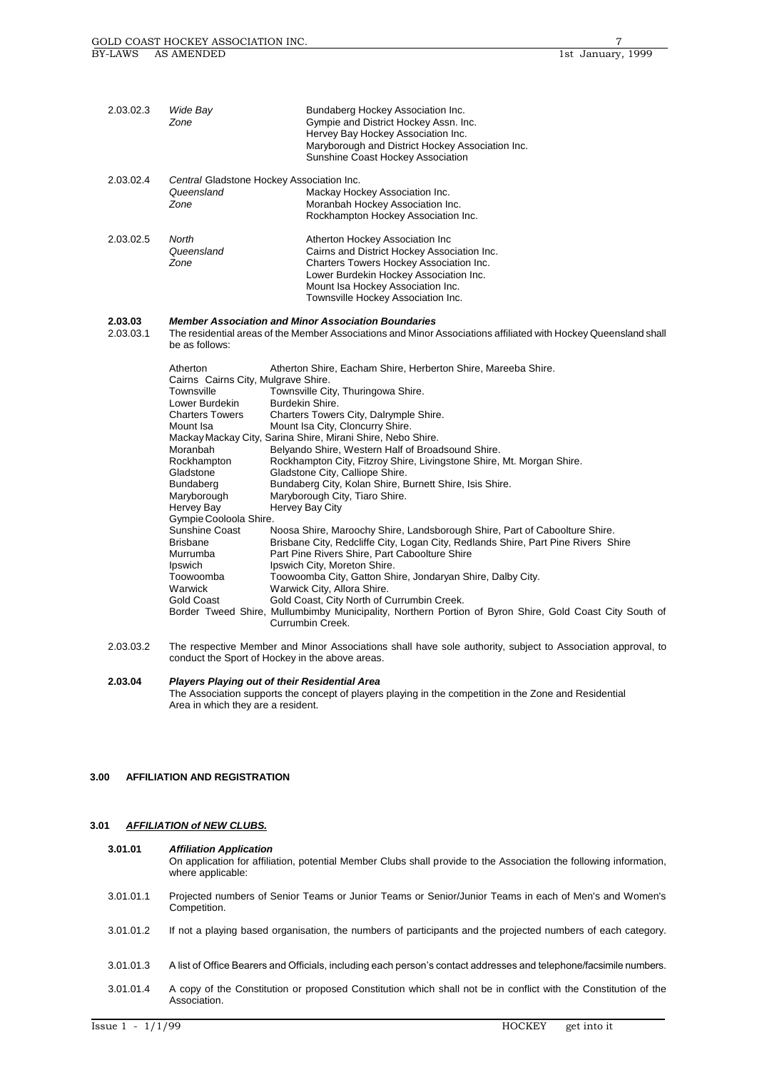| | | |
|---|---|---|
| 2.03.02.3 | *Wide Bay Zone* | Bundaberg Hockey Association Inc.<br>Gympie and District Hockey Assn. Inc.<br>Hervey Bay Hockey Association Inc.<br>Maryborough and District Hockey Association Inc.<br>Sunshine Coast Hockey Association |
| 2.03.02.4 | *Central Queensland Zone* | Gladstone Hockey Association Inc.<br>Mackay Hockey Association Inc.<br>Moranbah Hockey Association Inc.<br>Rockhampton Hockey Association Inc. |
| 2.03.02.5 | *North Queensland Zone* | Atherton Hockey Association Inc<br>Cairns and District Hockey Association Inc.<br>Charters Towers Hockey Association Inc.<br>Lower Burdekin Hockey Association Inc.<br>Mount Isa Hockey Association Inc.<br>Townsville Hockey Association Inc. |

**2.03.03** ***Member Association and Minor Association Boundaries***

2.03.03.1 The residential areas of the Member Associations and Minor Associations affiliated with Hockey Queensland shall be as follows:

| | |
|---|---|
| Atherton | Atherton Shire, Eacham Shire, Herberton Shire, Mareeba Shire. |
| Cairns | Cairns City, Mulgrave Shire. |
| Townsville | Townsville City, Thuringowa Shire. |
| Lower Burdekin | Burdekin Shire. |
| Charters Towers | Charters Towers City, Dalrymple Shire. |
| Mount Isa | Mount Isa City, Cloncurry Shire. |
| Mackay | Mackay City, Sarina Shire, Mirani Shire, Nebo Shire. |
| Moranbah | Belyando Shire, Western Half of Broadsound Shire. |
| Rockhampton | Rockhampton City, Fitzroy Shire, Livingstone Shire, Mt. Morgan Shire. |
| Gladstone | Gladstone City, Calliope Shire. |
| Bundaberg | Bundaberg City, Kolan Shire, Burnett Shire, Isis Shire. |
| Maryborough | Maryborough City, Tiaro Shire. |
| Hervey Bay | Hervey Bay City |
| Gympie | Cooloola Shire. |
| Sunshine Coast | Noosa Shire, Maroochy Shire, Landsborough Shire, Part of Caboolture Shire. |
| Brisbane | Brisbane City, Redcliffe City, Logan City, Redlands Shire, Part Pine Rivers Shire |
| Murrumba | Part Pine Rivers Shire, Part Caboolture Shire |
| Ipswich | Ipswich City, Moreton Shire. |
| Toowoomba | Toowoomba City, Gatton Shire, Jondaryan Shire, Dalby City. |
| Warwick | Warwick City, Allora Shire. |
| Gold Coast | Gold Coast, City North of Currumbin Creek. |
| Border | Tweed Shire, Mullumbimby Municipality, Northern Portion of Byron Shire, Gold Coast City South of Currumbin Creek. |

2.03.03.2 The respective Member and Minor Associations shall have sole authority, subject to Association approval, to conduct the Sport of Hockey in the above areas.

**2.03.04** ***Players Playing out of their Residential Area***

The Association supports the concept of players playing in the competition in the Zone and Residential Area in which they are a resident.

## 3.00 AFFILIATION AND REGISTRATION

### 3.01 ***AFFILIATION of NEW CLUBS.***

**3.01.01** ***Affiliation Application***

On application for affiliation, potential Member Clubs shall provide to the Association the following information, where applicable:

3.01.01.1 Projected numbers of Senior Teams or Junior Teams or Senior/Junior Teams in each of Men's and Women's Competition.

3.01.01.2 If not a playing based organisation, the numbers of participants and the projected numbers of each category.

3.01.01.3 A list of Office Bearers and Officials, including each person's contact addresses and telephone/facsimile numbers.

3.01.01.4 A copy of the Constitution or proposed Constitution which shall not be in conflict with the Constitution of the Association.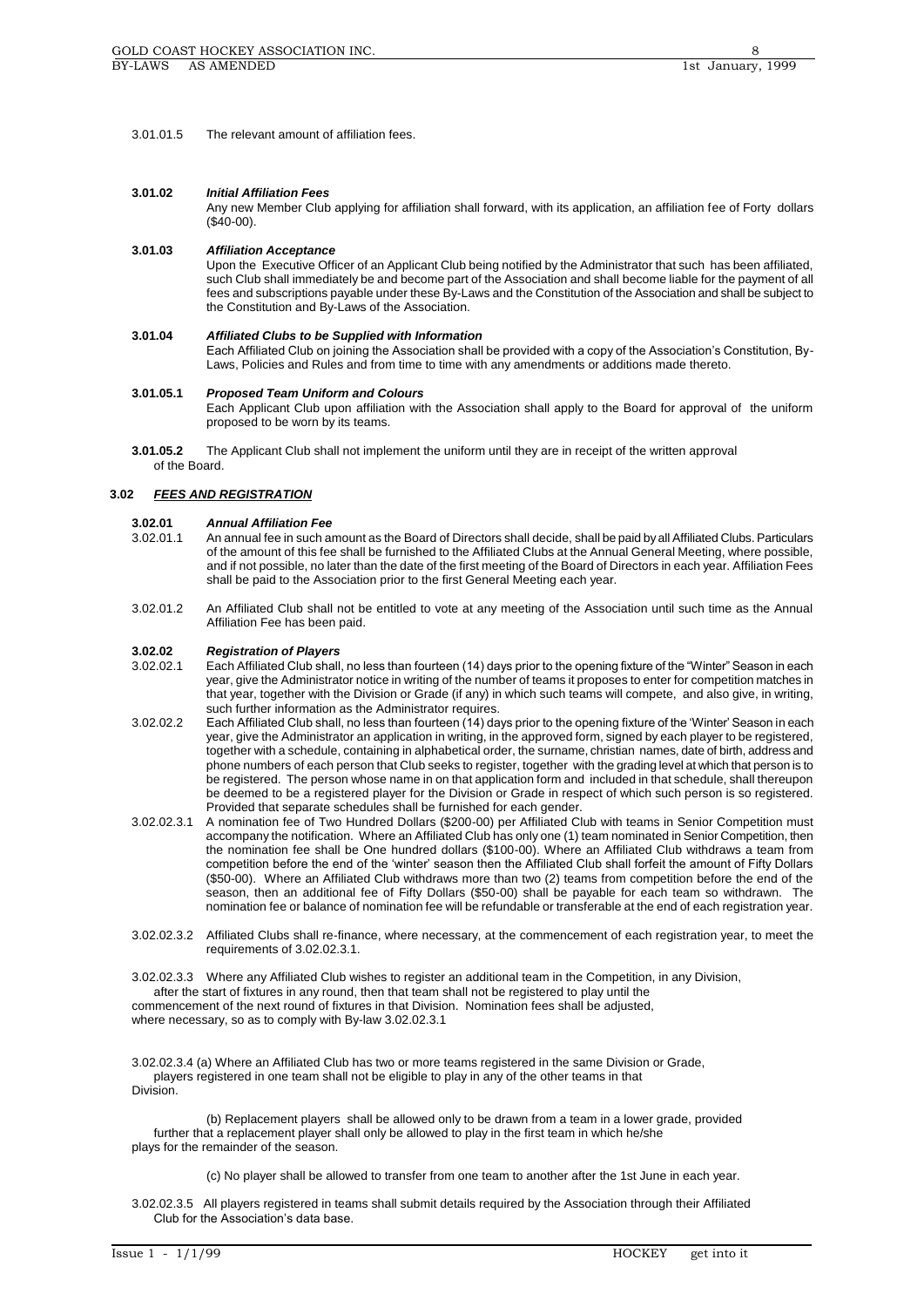3.01.01.5 The relevant amount of affiliation fees.

**3.01.02** ***Initial Affiliation Fees***

Any new Member Club applying for affiliation shall forward, with its application, an affiliation fee of Forty dollars ($40-00).

**3.01.03** ***Affiliation Acceptance***

Upon the Executive Officer of an Applicant Club being notified by the Administrator that such has been affiliated, such Club shall immediately be and become part of the Association and shall become liable for the payment of all fees and subscriptions payable under these By-Laws and the Constitution of the Association and shall be subject to the Constitution and By-Laws of the Association.

**3.01.04** ***Affiliated Clubs to be Supplied with Information***

Each Affiliated Club on joining the Association shall be provided with a copy of the Association's Constitution, By-Laws, Policies and Rules and from time to time with any amendments or additions made thereto.

**3.01.05.1** ***Proposed Team Uniform and Colours***

Each Applicant Club upon affiliation with the Association shall apply to the Board for approval of the uniform proposed to be worn by its teams.

**3.01.05.2** The Applicant Club shall not implement the uniform until they are in receipt of the written approval of the Board.

## 3.02 ***FEES AND REGISTRATION***

**3.02.01** ***Annual Affiliation Fee***

3.02.01.1 An annual fee in such amount as the Board of Directors shall decide, shall be paid by all Affiliated Clubs. Particulars of the amount of this fee shall be furnished to the Affiliated Clubs at the Annual General Meeting, where possible, and if not possible, no later than the date of the first meeting of the Board of Directors in each year. Affiliation Fees shall be paid to the Association prior to the first General Meeting each year.

3.02.01.2 An Affiliated Club shall not be entitled to vote at any meeting of the Association until such time as the Annual Affiliation Fee has been paid.

**3.02.02** ***Registration of Players***

3.02.02.1 Each Affiliated Club shall, no less than fourteen (14) days prior to the opening fixture of the "Winter" Season in each year, give the Administrator notice in writing of the number of teams it proposes to enter for competition matches in that year, together with the Division or Grade (if any) in which such teams will compete, and also give, in writing, such further information as the Administrator requires.

3.02.02.2 Each Affiliated Club shall, no less than fourteen (14) days prior to the opening fixture of the 'Winter' Season in each year, give the Administrator an application in writing, in the approved form, signed by each player to be registered, together with a schedule, containing in alphabetical order, the surname, christian names, date of birth, address and phone numbers of each person that Club seeks to register, together with the grading level at which that person is to be registered. The person whose name in on that application form and included in that schedule, shall thereupon be deemed to be a registered player for the Division or Grade in respect of which such person is so registered. Provided that separate schedules shall be furnished for each gender.

3.02.02.3.1 A nomination fee of Two Hundred Dollars ($200-00) per Affiliated Club with teams in Senior Competition must accompany the notification. Where an Affiliated Club has only one (1) team nominated in Senior Competition, then the nomination fee shall be One hundred dollars ($100-00). Where an Affiliated Club withdraws a team from competition before the end of the 'winter' season then the Affiliated Club shall forfeit the amount of Fifty Dollars ($50-00). Where an Affiliated Club withdraws more than two (2) teams from competition before the end of the season, then an additional fee of Fifty Dollars ($50-00) shall be payable for each team so withdrawn. The nomination fee or balance of nomination fee will be refundable or transferable at the end of each registration year.

3.02.02.3.2 Affiliated Clubs shall re-finance, where necessary, at the commencement of each registration year, to meet the requirements of 3.02.02.3.1.

3.02.02.3.3 Where any Affiliated Club wishes to register an additional team in the Competition, in any Division, after the start of fixtures in any round, then that team shall not be registered to play until the commencement of the next round of fixtures in that Division. Nomination fees shall be adjusted, where necessary, so as to comply with By-law 3.02.02.3.1

3.02.02.3.4 (a) Where an Affiliated Club has two or more teams registered in the same Division or Grade, players registered in one team shall not be eligible to play in any of the other teams in that Division.

(b) Replacement players shall be allowed only to be drawn from a team in a lower grade, provided further that a replacement player shall only be allowed to play in the first team in which he/she plays for the remainder of the season.

(c) No player shall be allowed to transfer from one team to another after the 1st June in each year.

3.02.02.3.5 All players registered in teams shall submit details required by the Association through their Affiliated Club for the Association's data base.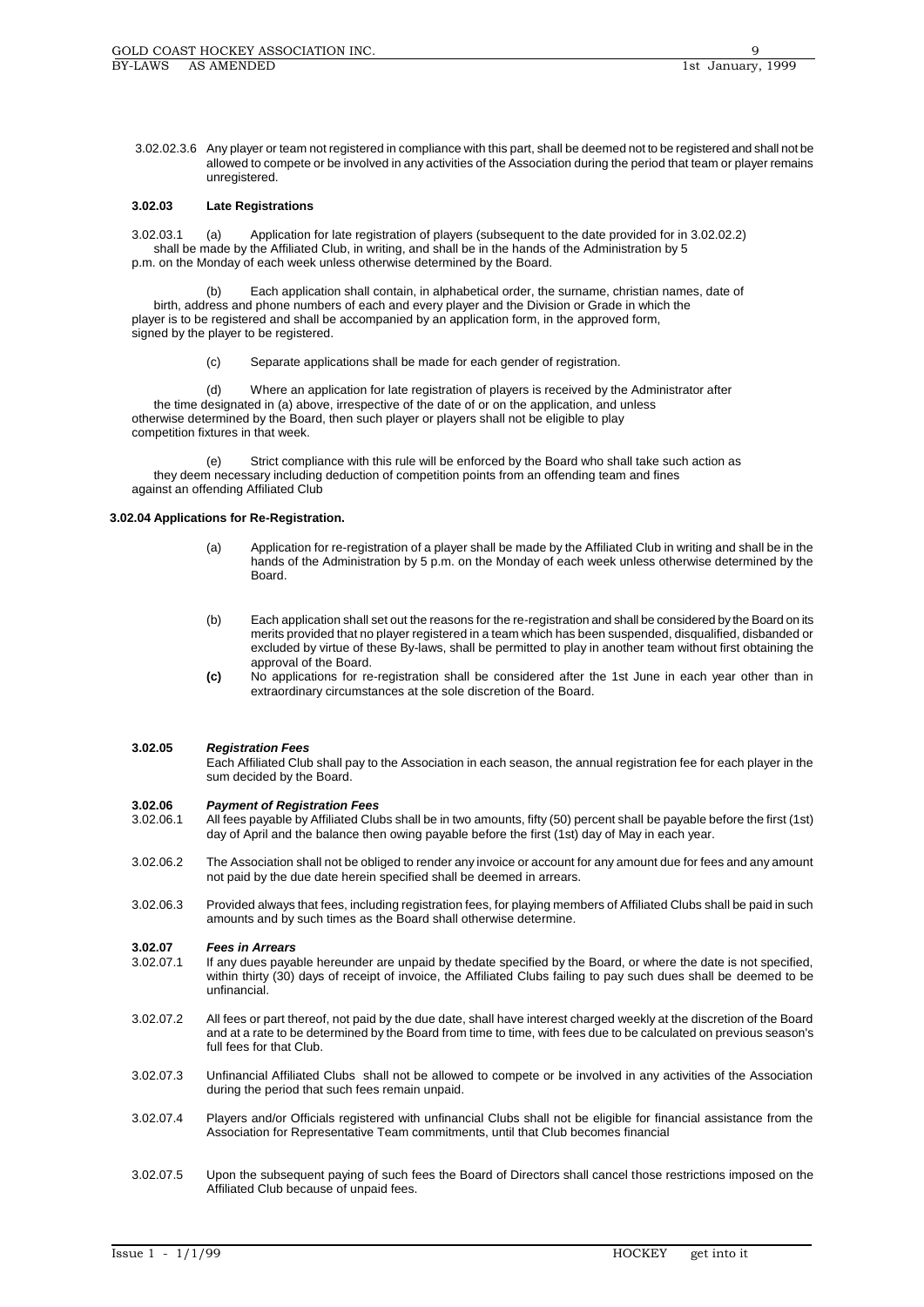3.02.02.3.6 Any player or team not registered in compliance with this part, shall be deemed not to be registered and shall not be allowed to compete or be involved in any activities of the Association during the period that team or player remains unregistered.

### 3.02.03 Late Registrations

3.02.03.1 (a) Application for late registration of players (subsequent to the date provided for in 3.02.02.2) shall be made by the Affiliated Club, in writing, and shall be in the hands of the Administration by 5 p.m. on the Monday of each week unless otherwise determined by the Board.

(b) Each application shall contain, in alphabetical order, the surname, christian names, date of birth, address and phone numbers of each and every player and the Division or Grade in which the player is to be registered and shall be accompanied by an application form, in the approved form, signed by the player to be registered.

(c) Separate applications shall be made for each gender of registration.

(d) Where an application for late registration of players is received by the Administrator after the time designated in (a) above, irrespective of the date of or on the application, and unless otherwise determined by the Board, then such player or players shall not be eligible to play competition fixtures in that week.

(e) Strict compliance with this rule will be enforced by the Board who shall take such action as they deem necessary including deduction of competition points from an offending team and fines against an offending Affiliated Club

### 3.02.04 Applications for Re-Registration.

(a) Application for re-registration of a player shall be made by the Affiliated Club in writing and shall be in the hands of the Administration by 5 p.m. on the Monday of each week unless otherwise determined by the Board.

(b) Each application shall set out the reasons for the re-registration and shall be considered by the Board on its merits provided that no player registered in a team which has been suspended, disqualified, disbanded or excluded by virtue of these By-laws, shall be permitted to play in another team without first obtaining the approval of the Board.

**(c)** No applications for re-registration shall be considered after the 1st June in each year other than in extraordinary circumstances at the sole discretion of the Board.

### 3.02.05 *Registration Fees*

Each Affiliated Club shall pay to the Association in each season, the annual registration fee for each player in the sum decided by the Board.

### 3.02.06 *Payment of Registration Fees*

3.02.06.1 All fees payable by Affiliated Clubs shall be in two amounts, fifty (50) percent shall be payable before the first (1st) day of April and the balance then owing payable before the first (1st) day of May in each year.

3.02.06.2 The Association shall not be obliged to render any invoice or account for any amount due for fees and any amount not paid by the due date herein specified shall be deemed in arrears.

3.02.06.3 Provided always that fees, including registration fees, for playing members of Affiliated Clubs shall be paid in such amounts and by such times as the Board shall otherwise determine.

### 3.02.07 *Fees in Arrears*

3.02.07.1 If any dues payable hereunder are unpaid by thedate specified by the Board, or where the date is not specified, within thirty (30) days of receipt of invoice, the Affiliated Clubs failing to pay such dues shall be deemed to be unfinancial.

3.02.07.2 All fees or part thereof, not paid by the due date, shall have interest charged weekly at the discretion of the Board and at a rate to be determined by the Board from time to time, with fees due to be calculated on previous season's full fees for that Club.

3.02.07.3 Unfinancial Affiliated Clubs shall not be allowed to compete or be involved in any activities of the Association during the period that such fees remain unpaid.

3.02.07.4 Players and/or Officials registered with unfinancial Clubs shall not be eligible for financial assistance from the Association for Representative Team commitments, until that Club becomes financial

3.02.07.5 Upon the subsequent paying of such fees the Board of Directors shall cancel those restrictions imposed on the Affiliated Club because of unpaid fees.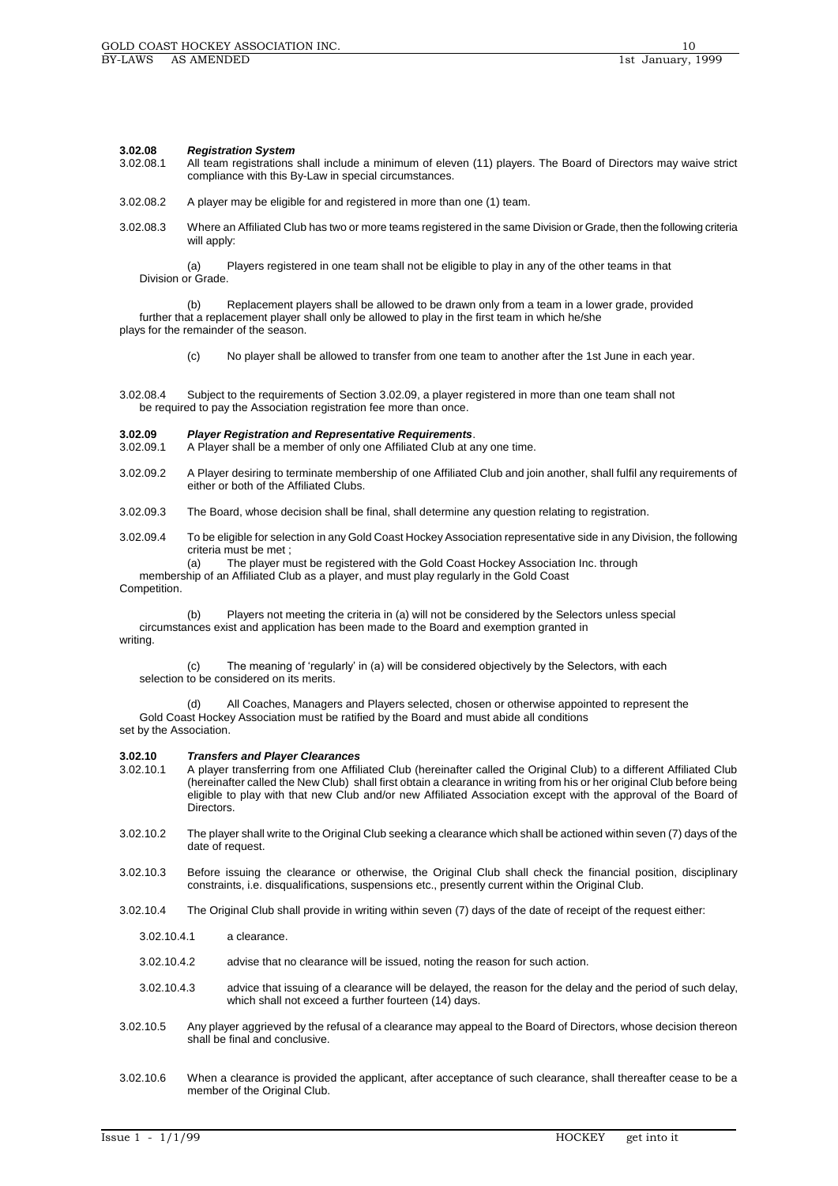**3.02.08** ***Registration System***

3.02.08.1 All team registrations shall include a minimum of eleven (11) players. The Board of Directors may waive strict compliance with this By-Law in special circumstances.

3.02.08.2 A player may be eligible for and registered in more than one (1) team.

3.02.08.3 Where an Affiliated Club has two or more teams registered in the same Division or Grade, then the following criteria will apply:

(a) Players registered in one team shall not be eligible to play in any of the other teams in that Division or Grade.

(b) Replacement players shall be allowed to be drawn only from a team in a lower grade, provided further that a replacement player shall only be allowed to play in the first team in which he/she plays for the remainder of the season.

(c) No player shall be allowed to transfer from one team to another after the 1st June in each year.

3.02.08.4 Subject to the requirements of Section 3.02.09, a player registered in more than one team shall not be required to pay the Association registration fee more than once.

**3.02.09** ***Player Registration and Representative Requirements***.

3.02.09.1 A Player shall be a member of only one Affiliated Club at any one time.

3.02.09.2 A Player desiring to terminate membership of one Affiliated Club and join another, shall fulfil any requirements of either or both of the Affiliated Clubs.

3.02.09.3 The Board, whose decision shall be final, shall determine any question relating to registration.

3.02.09.4 To be eligible for selection in any Gold Coast Hockey Association representative side in any Division, the following criteria must be met ;

(a) The player must be registered with the Gold Coast Hockey Association Inc. through membership of an Affiliated Club as a player, and must play regularly in the Gold Coast Competition.

(b) Players not meeting the criteria in (a) will not be considered by the Selectors unless special circumstances exist and application has been made to the Board and exemption granted in writing.

(c) The meaning of 'regularly' in (a) will be considered objectively by the Selectors, with each selection to be considered on its merits.

(d) All Coaches, Managers and Players selected, chosen or otherwise appointed to represent the Gold Coast Hockey Association must be ratified by the Board and must abide all conditions set by the Association.

**3.02.10** ***Transfers and Player Clearances***

3.02.10.1 A player transferring from one Affiliated Club (hereinafter called the Original Club) to a different Affiliated Club (hereinafter called the New Club) shall first obtain a clearance in writing from his or her original Club before being eligible to play with that new Club and/or new Affiliated Association except with the approval of the Board of Directors.

3.02.10.2 The player shall write to the Original Club seeking a clearance which shall be actioned within seven (7) days of the date of request.

3.02.10.3 Before issuing the clearance or otherwise, the Original Club shall check the financial position, disciplinary constraints, i.e. disqualifications, suspensions etc., presently current within the Original Club.

3.02.10.4 The Original Club shall provide in writing within seven (7) days of the date of receipt of the request either:

- 3.02.10.4.1 a clearance.
- 3.02.10.4.2 advise that no clearance will be issued, noting the reason for such action.
- 3.02.10.4.3 advice that issuing of a clearance will be delayed, the reason for the delay and the period of such delay, which shall not exceed a further fourteen (14) days.

3.02.10.5 Any player aggrieved by the refusal of a clearance may appeal to the Board of Directors, whose decision thereon shall be final and conclusive.

3.02.10.6 When a clearance is provided the applicant, after acceptance of such clearance, shall thereafter cease to be a member of the Original Club.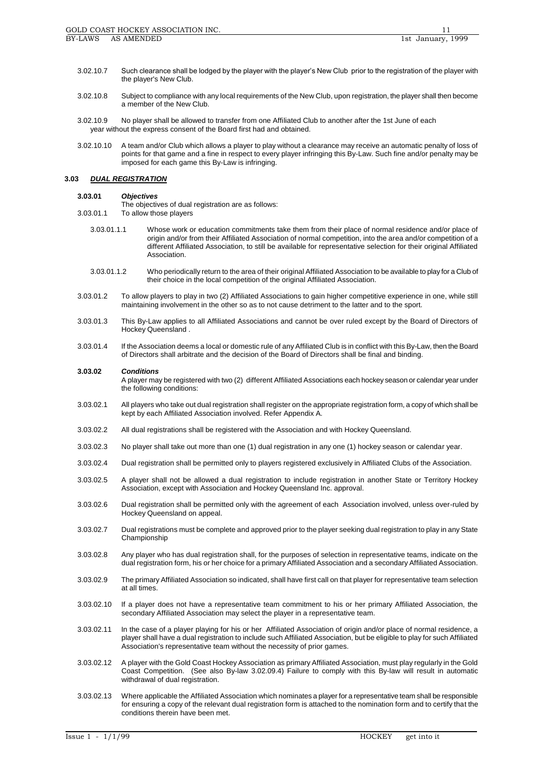3.02.10.7 Such clearance shall be lodged by the player with the player's New Club prior to the registration of the player with the player's New Club.

3.02.10.8 Subject to compliance with any local requirements of the New Club, upon registration, the player shall then become a member of the New Club.

3.02.10.9 No player shall be allowed to transfer from one Affiliated Club to another after the 1st June of each year without the express consent of the Board first had and obtained.

3.02.10.10 A team and/or Club which allows a player to play without a clearance may receive an automatic penalty of loss of points for that game and a fine in respect to every player infringing this By-Law. Such fine and/or penalty may be imposed for each game this By-Law is infringing.

### 3.03 ***DUAL REGISTRATION***

**3.03.01** ***Objectives***

The objectives of dual registration are as follows:

3.03.01.1 To allow those players

3.03.01.1.1 Whose work or education commitments take them from their place of normal residence and/or place of origin and/or from their Affiliated Association of normal competition, into the area and/or competition of a different Affiliated Association, to still be available for representative selection for their original Affiliated Association.

3.03.01.1.2 Who periodically return to the area of their original Affiliated Association to be available to play for a Club of their choice in the local competition of the original Affiliated Association.

3.03.01.2 To allow players to play in two (2) Affiliated Associations to gain higher competitive experience in one, while still maintaining involvement in the other so as to not cause detriment to the latter and to the sport.

3.03.01.3 This By-Law applies to all Affiliated Associations and cannot be over ruled except by the Board of Directors of Hockey Queensland .

3.03.01.4 If the Association deems a local or domestic rule of any Affiliated Club is in conflict with this By-Law, then the Board of Directors shall arbitrate and the decision of the Board of Directors shall be final and binding.

**3.03.02** ***Conditions***

A player may be registered with two (2) different Affiliated Associations each hockey season or calendar year under the following conditions:

3.03.02.1 All players who take out dual registration shall register on the appropriate registration form, a copy of which shall be kept by each Affiliated Association involved. Refer Appendix A.

3.03.02.2 All dual registrations shall be registered with the Association and with Hockey Queensland.

3.03.02.3 No player shall take out more than one (1) dual registration in any one (1) hockey season or calendar year.

3.03.02.4 Dual registration shall be permitted only to players registered exclusively in Affiliated Clubs of the Association.

3.03.02.5 A player shall not be allowed a dual registration to include registration in another State or Territory Hockey Association, except with Association and Hockey Queensland Inc. approval.

3.03.02.6 Dual registration shall be permitted only with the agreement of each Association involved, unless over-ruled by Hockey Queensland on appeal.

3.03.02.7 Dual registrations must be complete and approved prior to the player seeking dual registration to play in any State Championship

3.03.02.8 Any player who has dual registration shall, for the purposes of selection in representative teams, indicate on the dual registration form, his or her choice for a primary Affiliated Association and a secondary Affiliated Association.

3.03.02.9 The primary Affiliated Association so indicated, shall have first call on that player for representative team selection at all times.

3.03.02.10 If a player does not have a representative team commitment to his or her primary Affiliated Association, the secondary Affiliated Association may select the player in a representative team.

3.03.02.11 In the case of a player playing for his or her Affiliated Association of origin and/or place of normal residence, a player shall have a dual registration to include such Affiliated Association, but be eligible to play for such Affiliated Association's representative team without the necessity of prior games.

3.03.02.12 A player with the Gold Coast Hockey Association as primary Affiliated Association, must play regularly in the Gold Coast Competition. (See also By-law 3.02.09.4) Failure to comply with this By-law will result in automatic withdrawal of dual registration.

3.03.02.13 Where applicable the Affiliated Association which nominates a player for a representative team shall be responsible for ensuring a copy of the relevant dual registration form is attached to the nomination form and to certify that the conditions therein have been met.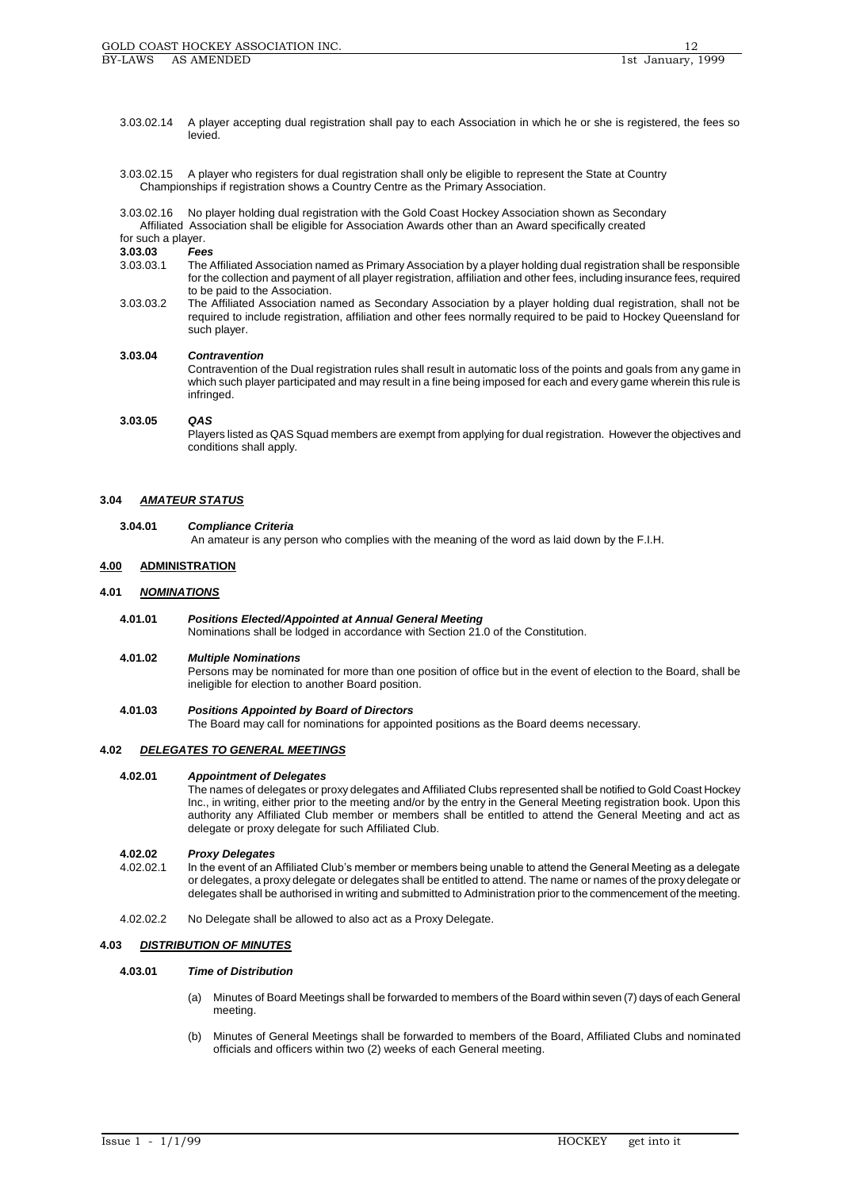3.03.02.14 A player accepting dual registration shall pay to each Association in which he or she is registered, the fees so levied.

3.03.02.15 A player who registers for dual registration shall only be eligible to represent the State at Country Championships if registration shows a Country Centre as the Primary Association.

3.03.02.16 No player holding dual registration with the Gold Coast Hockey Association shown as Secondary Affiliated Association shall be eligible for Association Awards other than an Award specifically created for such a player.

**3.03.03** ***Fees***

3.03.03.1 The Affiliated Association named as Primary Association by a player holding dual registration shall be responsible for the collection and payment of all player registration, affiliation and other fees, including insurance fees, required to be paid to the Association.

3.03.03.2 The Affiliated Association named as Secondary Association by a player holding dual registration, shall not be required to include registration, affiliation and other fees normally required to be paid to Hockey Queensland for such player.

**3.03.04** ***Contravention***

Contravention of the Dual registration rules shall result in automatic loss of the points and goals from any game in which such player participated and may result in a fine being imposed for each and every game wherein this rule is infringed.

**3.03.05** ***QAS***

Players listed as QAS Squad members are exempt from applying for dual registration. However the objectives and conditions shall apply.

### 3.04 ***AMATEUR STATUS***

**3.04.01** ***Compliance Criteria***

An amateur is any person who complies with the meaning of the word as laid down by the F.I.H.

## 4.00 ADMINISTRATION

### 4.01 ***NOMINATIONS***

**4.01.01** ***Positions Elected/Appointed at Annual General Meeting***

Nominations shall be lodged in accordance with Section 21.0 of the Constitution.

**4.01.02** ***Multiple Nominations***

Persons may be nominated for more than one position of office but in the event of election to the Board, shall be ineligible for election to another Board position.

**4.01.03** ***Positions Appointed by Board of Directors***

The Board may call for nominations for appointed positions as the Board deems necessary.

### 4.02 ***DELEGATES TO GENERAL MEETINGS***

**4.02.01** ***Appointment of Delegates***

The names of delegates or proxy delegates and Affiliated Clubs represented shall be notified to Gold Coast Hockey Inc., in writing, either prior to the meeting and/or by the entry in the General Meeting registration book. Upon this authority any Affiliated Club member or members shall be entitled to attend the General Meeting and act as delegate or proxy delegate for such Affiliated Club.

**4.02.02** ***Proxy Delegates***

4.02.02.1 In the event of an Affiliated Club's member or members being unable to attend the General Meeting as a delegate or delegates, a proxy delegate or delegates shall be entitled to attend. The name or names of the proxy delegate or delegates shall be authorised in writing and submitted to Administration prior to the commencement of the meeting.

4.02.02.2 No Delegate shall be allowed to also act as a Proxy Delegate.

### 4.03 ***DISTRIBUTION OF MINUTES***

**4.03.01** ***Time of Distribution***

(a) Minutes of Board Meetings shall be forwarded to members of the Board within seven (7) days of each General meeting.

(b) Minutes of General Meetings shall be forwarded to members of the Board, Affiliated Clubs and nominated officials and officers within two (2) weeks of each General meeting.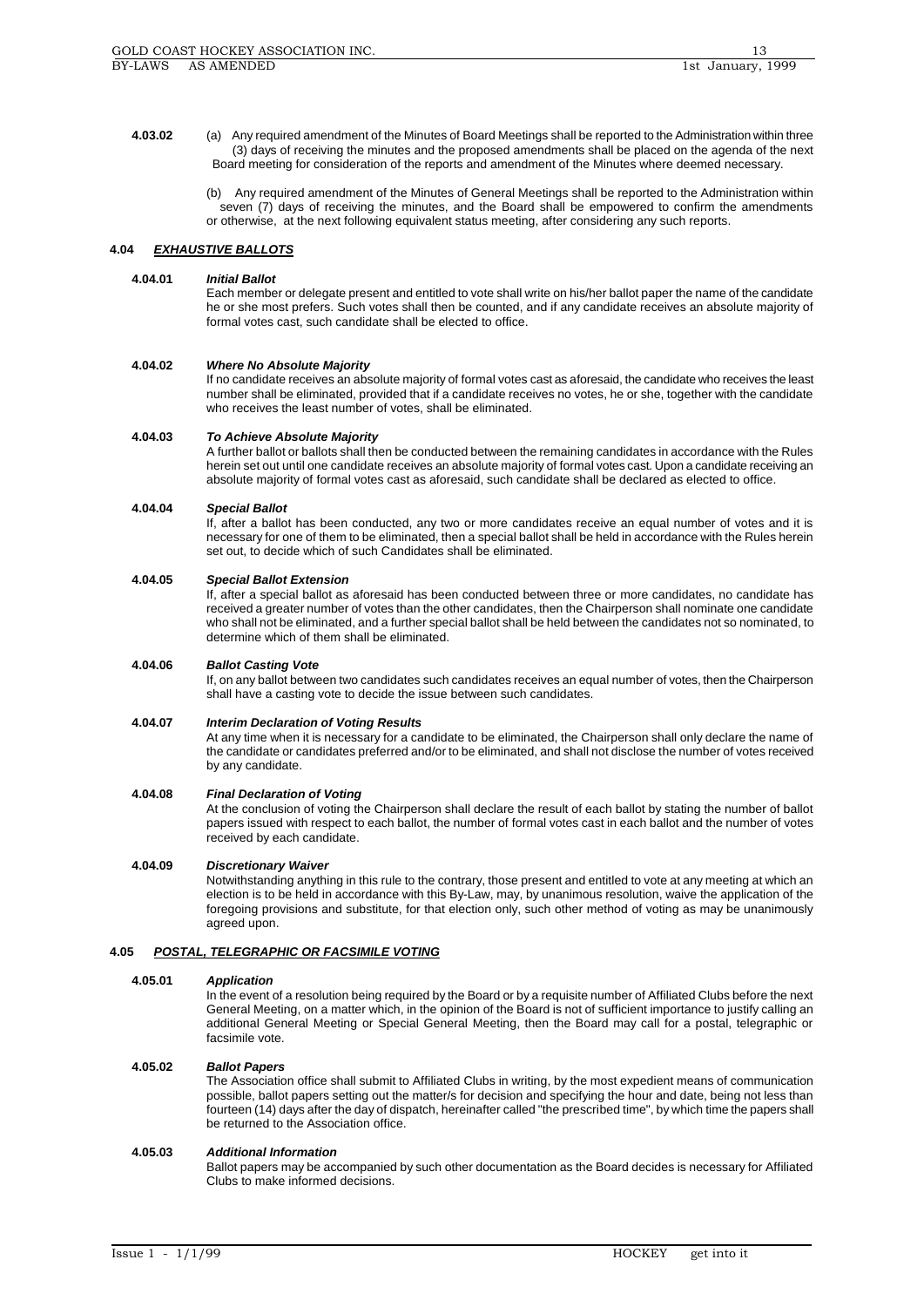**4.03.02** (a) Any required amendment of the Minutes of Board Meetings shall be reported to the Administration within three (3) days of receiving the minutes and the proposed amendments shall be placed on the agenda of the next Board meeting for consideration of the reports and amendment of the Minutes where deemed necessary.

(b) Any required amendment of the Minutes of General Meetings shall be reported to the Administration within seven (7) days of receiving the minutes, and the Board shall be empowered to confirm the amendments or otherwise, at the next following equivalent status meeting, after considering any such reports.

## 4.04 *EXHAUSTIVE BALLOTS*

**4.04.01** ***Initial Ballot***

Each member or delegate present and entitled to vote shall write on his/her ballot paper the name of the candidate he or she most prefers. Such votes shall then be counted, and if any candidate receives an absolute majority of formal votes cast, such candidate shall be elected to office.

**4.04.02** ***Where No Absolute Majority***

If no candidate receives an absolute majority of formal votes cast as aforesaid, the candidate who receives the least number shall be eliminated, provided that if a candidate receives no votes, he or she, together with the candidate who receives the least number of votes, shall be eliminated.

**4.04.03** ***To Achieve Absolute Majority***

A further ballot or ballots shall then be conducted between the remaining candidates in accordance with the Rules herein set out until one candidate receives an absolute majority of formal votes cast. Upon a candidate receiving an absolute majority of formal votes cast as aforesaid, such candidate shall be declared as elected to office.

**4.04.04** ***Special Ballot***

If, after a ballot has been conducted, any two or more candidates receive an equal number of votes and it is necessary for one of them to be eliminated, then a special ballot shall be held in accordance with the Rules herein set out, to decide which of such Candidates shall be eliminated.

**4.04.05** ***Special Ballot Extension***

If, after a special ballot as aforesaid has been conducted between three or more candidates, no candidate has received a greater number of votes than the other candidates, then the Chairperson shall nominate one candidate who shall not be eliminated, and a further special ballot shall be held between the candidates not so nominated, to determine which of them shall be eliminated.

**4.04.06** ***Ballot Casting Vote***

If, on any ballot between two candidates such candidates receives an equal number of votes, then the Chairperson shall have a casting vote to decide the issue between such candidates.

**4.04.07** ***Interim Declaration of Voting Results***

At any time when it is necessary for a candidate to be eliminated, the Chairperson shall only declare the name of the candidate or candidates preferred and/or to be eliminated, and shall not disclose the number of votes received by any candidate.

**4.04.08** ***Final Declaration of Voting***

At the conclusion of voting the Chairperson shall declare the result of each ballot by stating the number of ballot papers issued with respect to each ballot, the number of formal votes cast in each ballot and the number of votes received by each candidate.

**4.04.09** ***Discretionary Waiver***

Notwithstanding anything in this rule to the contrary, those present and entitled to vote at any meeting at which an election is to be held in accordance with this By-Law, may, by unanimous resolution, waive the application of the foregoing provisions and substitute, for that election only, such other method of voting as may be unanimously agreed upon.

## 4.05 *POSTAL, TELEGRAPHIC OR FACSIMILE VOTING*

**4.05.01** ***Application***

In the event of a resolution being required by the Board or by a requisite number of Affiliated Clubs before the next General Meeting, on a matter which, in the opinion of the Board is not of sufficient importance to justify calling an additional General Meeting or Special General Meeting, then the Board may call for a postal, telegraphic or facsimile vote.

**4.05.02** ***Ballot Papers***

The Association office shall submit to Affiliated Clubs in writing, by the most expedient means of communication possible, ballot papers setting out the matter/s for decision and specifying the hour and date, being not less than fourteen (14) days after the day of dispatch, hereinafter called "the prescribed time", by which time the papers shall be returned to the Association office.

**4.05.03** ***Additional Information***

Ballot papers may be accompanied by such other documentation as the Board decides is necessary for Affiliated Clubs to make informed decisions.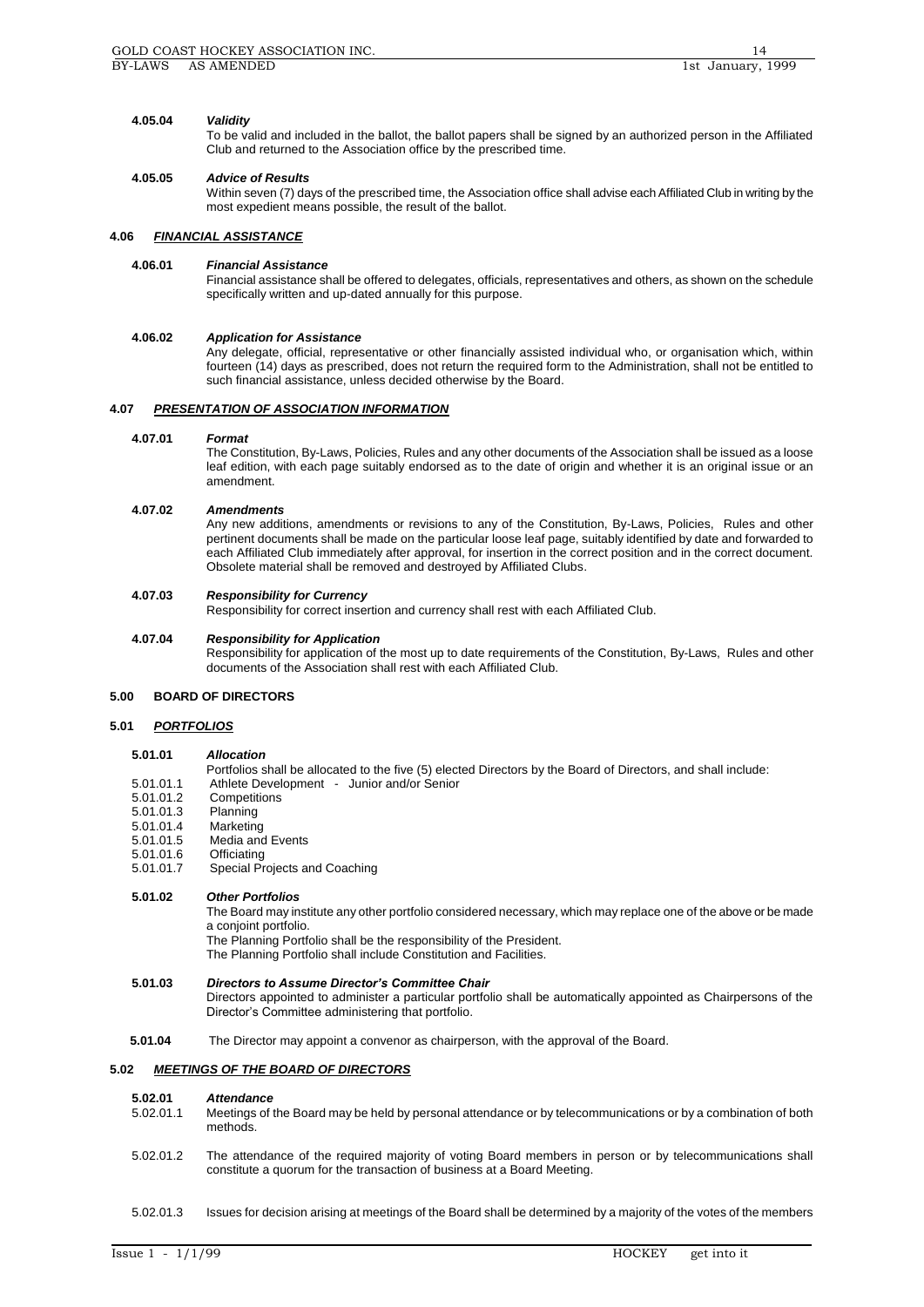#### 4.05.04 *Validity*

To be valid and included in the ballot, the ballot papers shall be signed by an authorized person in the Affiliated Club and returned to the Association office by the prescribed time.

#### 4.05.05 *Advice of Results*

Within seven (7) days of the prescribed time, the Association office shall advise each Affiliated Club in writing by the most expedient means possible, the result of the ballot.

### 4.06 *FINANCIAL ASSISTANCE*

#### 4.06.01 *Financial Assistance*

Financial assistance shall be offered to delegates, officials, representatives and others, as shown on the schedule specifically written and up-dated annually for this purpose.

#### 4.06.02 *Application for Assistance*

Any delegate, official, representative or other financially assisted individual who, or organisation which, within fourteen (14) days as prescribed, does not return the required form to the Administration, shall not be entitled to such financial assistance, unless decided otherwise by the Board.

### 4.07 *PRESENTATION OF ASSOCIATION INFORMATION*

#### 4.07.01 *Format*

The Constitution, By-Laws, Policies, Rules and any other documents of the Association shall be issued as a loose leaf edition, with each page suitably endorsed as to the date of origin and whether it is an original issue or an amendment.

#### 4.07.02 *Amendments*

Any new additions, amendments or revisions to any of the Constitution, By-Laws, Policies, Rules and other pertinent documents shall be made on the particular loose leaf page, suitably identified by date and forwarded to each Affiliated Club immediately after approval, for insertion in the correct position and in the correct document. Obsolete material shall be removed and destroyed by Affiliated Clubs.

#### 4.07.03 *Responsibility for Currency*

Responsibility for correct insertion and currency shall rest with each Affiliated Club.

#### 4.07.04 *Responsibility for Application*

Responsibility for application of the most up to date requirements of the Constitution, By-Laws, Rules and other documents of the Association shall rest with each Affiliated Club.

## 5.00 BOARD OF DIRECTORS

### 5.01 *PORTFOLIOS*

#### 5.01.01 *Allocation*

Portfolios shall be allocated to the five (5) elected Directors by the Board of Directors, and shall include:

- 5.01.01.1 Athlete Development - Junior and/or Senior
- 5.01.01.2 Competitions
- 5.01.01.3 Planning
- 5.01.01.4 Marketing
- 5.01.01.5 Media and Events
- 5.01.01.6 Officiating
- 5.01.01.7 Special Projects and Coaching

#### 5.01.02 *Other Portfolios*

The Board may institute any other portfolio considered necessary, which may replace one of the above or be made a conjoint portfolio.

The Planning Portfolio shall be the responsibility of the President.

The Planning Portfolio shall include Constitution and Facilities.

#### 5.01.03 *Directors to Assume Director's Committee Chair*

Directors appointed to administer a particular portfolio shall be automatically appointed as Chairpersons of the Director's Committee administering that portfolio.

**5.01.04** The Director may appoint a convenor as chairperson, with the approval of the Board.

### 5.02 *MEETINGS OF THE BOARD OF DIRECTORS*

#### 5.02.01 *Attendance*

5.02.01.1 Meetings of the Board may be held by personal attendance or by telecommunications or by a combination of both methods.

5.02.01.2 The attendance of the required majority of voting Board members in person or by telecommunications shall constitute a quorum for the transaction of business at a Board Meeting.

5.02.01.3 Issues for decision arising at meetings of the Board shall be determined by a majority of the votes of the members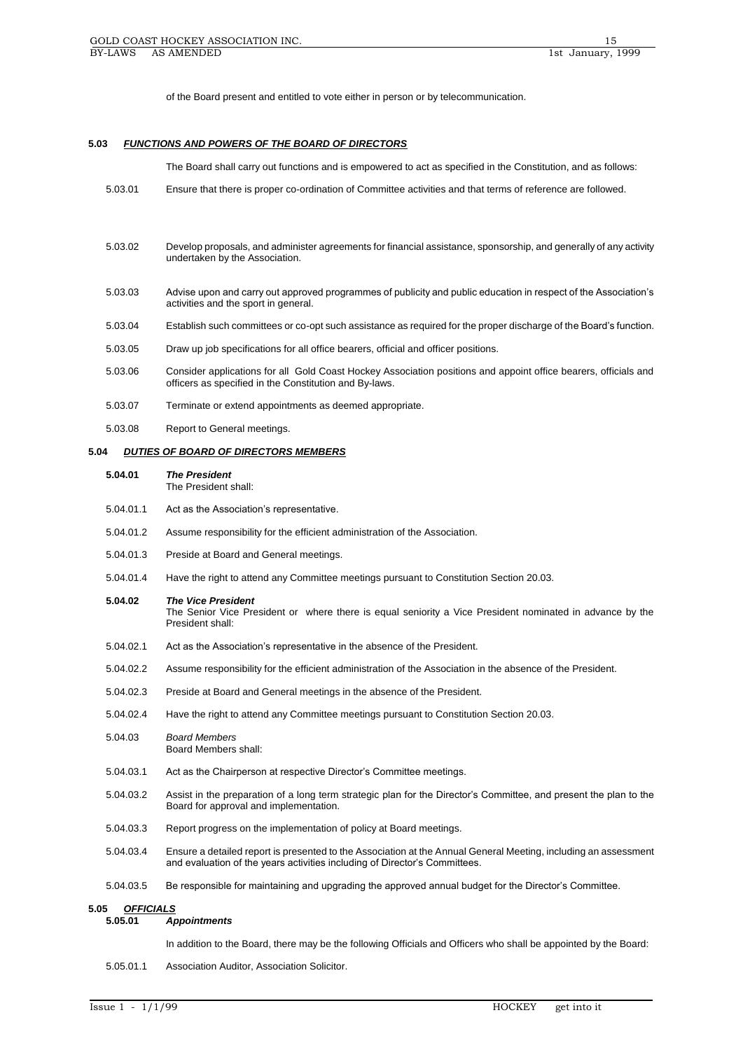of the Board present and entitled to vote either in person or by telecommunication.

### 5.03 ***FUNCTIONS AND POWERS OF THE BOARD OF DIRECTORS***

The Board shall carry out functions and is empowered to act as specified in the Constitution, and as follows:

5.03.01 Ensure that there is proper co-ordination of Committee activities and that terms of reference are followed.

5.03.02 Develop proposals, and administer agreements for financial assistance, sponsorship, and generally of any activity undertaken by the Association.

5.03.03 Advise upon and carry out approved programmes of publicity and public education in respect of the Association's activities and the sport in general.

5.03.04 Establish such committees or co-opt such assistance as required for the proper discharge of the Board's function.

5.03.05 Draw up job specifications for all office bearers, official and officer positions.

5.03.06 Consider applications for all Gold Coast Hockey Association positions and appoint office bearers, officials and officers as specified in the Constitution and By-laws.

5.03.07 Terminate or extend appointments as deemed appropriate.

5.03.08 Report to General meetings.

### 5.04 ***DUTIES OF BOARD OF DIRECTORS MEMBERS***

**5.04.01** ***The President***
The President shall:

5.04.01.1 Act as the Association's representative.

5.04.01.2 Assume responsibility for the efficient administration of the Association.

5.04.01.3 Preside at Board and General meetings.

5.04.01.4 Have the right to attend any Committee meetings pursuant to Constitution Section 20.03.

**5.04.02** ***The Vice President***
The Senior Vice President or where there is equal seniority a Vice President nominated in advance by the President shall:

5.04.02.1 Act as the Association's representative in the absence of the President.

5.04.02.2 Assume responsibility for the efficient administration of the Association in the absence of the President.

5.04.02.3 Preside at Board and General meetings in the absence of the President.

5.04.02.4 Have the right to attend any Committee meetings pursuant to Constitution Section 20.03.

5.04.03 *Board Members*
Board Members shall:

5.04.03.1 Act as the Chairperson at respective Director's Committee meetings.

5.04.03.2 Assist in the preparation of a long term strategic plan for the Director's Committee, and present the plan to the Board for approval and implementation.

5.04.03.3 Report progress on the implementation of policy at Board meetings.

5.04.03.4 Ensure a detailed report is presented to the Association at the Annual General Meeting, including an assessment and evaluation of the years activities including of Director's Committees.

5.04.03.5 Be responsible for maintaining and upgrading the approved annual budget for the Director's Committee.

### 5.05 ***OFFICIALS***

**5.05.01** ***Appointments***

In addition to the Board, there may be the following Officials and Officers who shall be appointed by the Board:

5.05.01.1 Association Auditor, Association Solicitor.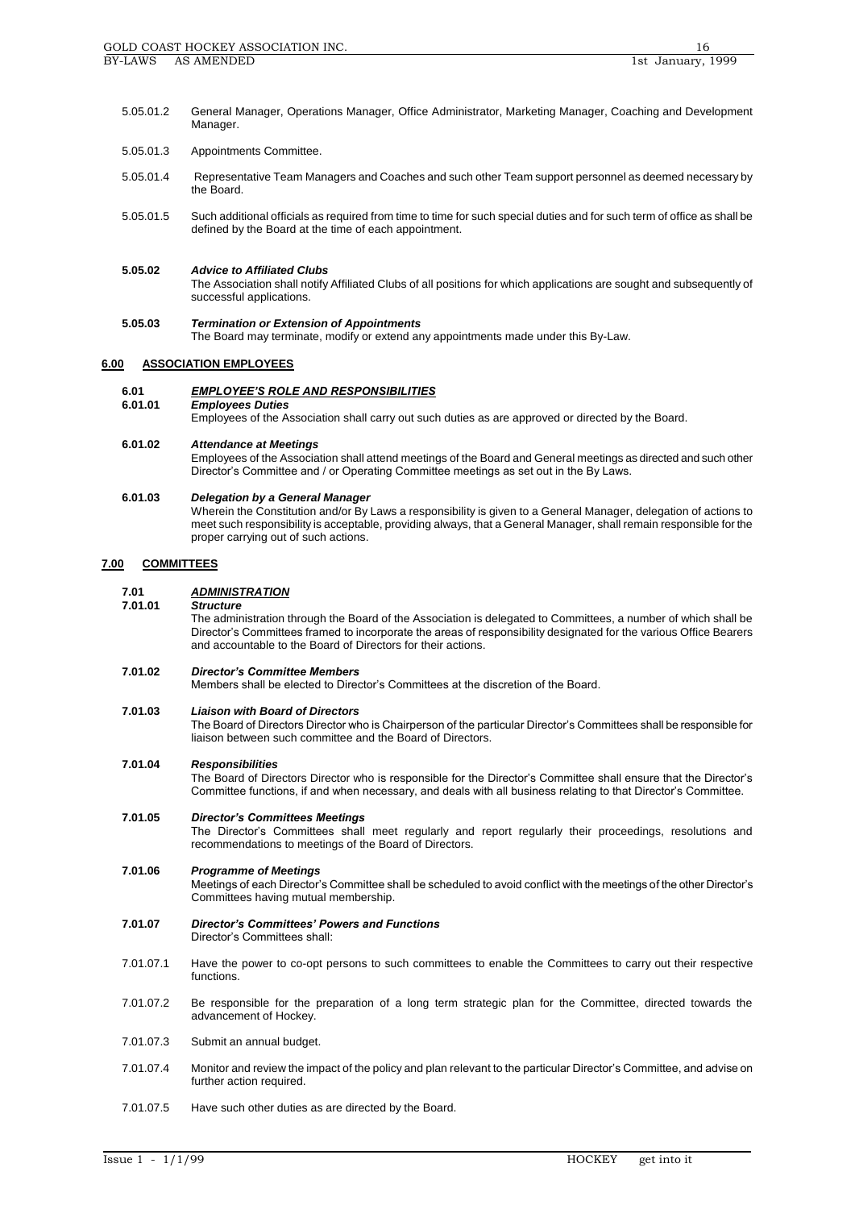5.05.01.2 General Manager, Operations Manager, Office Administrator, Marketing Manager, Coaching and Development Manager.

5.05.01.3 Appointments Committee.

5.05.01.4 Representative Team Managers and Coaches and such other Team support personnel as deemed necessary by the Board.

5.05.01.5 Such additional officials as required from time to time for such special duties and for such term of office as shall be defined by the Board at the time of each appointment.

**5.05.02** ***Advice to Affiliated Clubs***
The Association shall notify Affiliated Clubs of all positions for which applications are sought and subsequently of successful applications.

**5.05.03** ***Termination or Extension of Appointments***
The Board may terminate, modify or extend any appointments made under this By-Law.

## 6.00 ASSOCIATION EMPLOYEES

### 6.01 *EMPLOYEE'S ROLE AND RESPONSIBILITIES*

**6.01.01** ***Employees Duties***
Employees of the Association shall carry out such duties as are approved or directed by the Board.

**6.01.02** ***Attendance at Meetings***
Employees of the Association shall attend meetings of the Board and General meetings as directed and such other Director's Committee and / or Operating Committee meetings as set out in the By Laws.

**6.01.03** ***Delegation by a General Manager***
Wherein the Constitution and/or By Laws a responsibility is given to a General Manager, delegation of actions to meet such responsibility is acceptable, providing always, that a General Manager, shall remain responsible for the proper carrying out of such actions.

## 7.00 COMMITTEES

### 7.01 *ADMINISTRATION*

**7.01.01** ***Structure***
The administration through the Board of the Association is delegated to Committees, a number of which shall be Director's Committees framed to incorporate the areas of responsibility designated for the various Office Bearers and accountable to the Board of Directors for their actions.

**7.01.02** ***Director's Committee Members***
Members shall be elected to Director's Committees at the discretion of the Board.

**7.01.03** ***Liaison with Board of Directors***
The Board of Directors Director who is Chairperson of the particular Director's Committees shall be responsible for liaison between such committee and the Board of Directors.

**7.01.04** ***Responsibilities***
The Board of Directors Director who is responsible for the Director's Committee shall ensure that the Director's Committee functions, if and when necessary, and deals with all business relating to that Director's Committee.

**7.01.05** ***Director's Committees Meetings***
The Director's Committees shall meet regularly and report regularly their proceedings, resolutions and recommendations to meetings of the Board of Directors.

**7.01.06** ***Programme of Meetings***
Meetings of each Director's Committee shall be scheduled to avoid conflict with the meetings of the other Director's Committees having mutual membership.

**7.01.07** ***Director's Committees' Powers and Functions***
Director's Committees shall:

7.01.07.1 Have the power to co-opt persons to such committees to enable the Committees to carry out their respective functions.

7.01.07.2 Be responsible for the preparation of a long term strategic plan for the Committee, directed towards the advancement of Hockey.

7.01.07.3 Submit an annual budget.

7.01.07.4 Monitor and review the impact of the policy and plan relevant to the particular Director's Committee, and advise on further action required.

7.01.07.5 Have such other duties as are directed by the Board.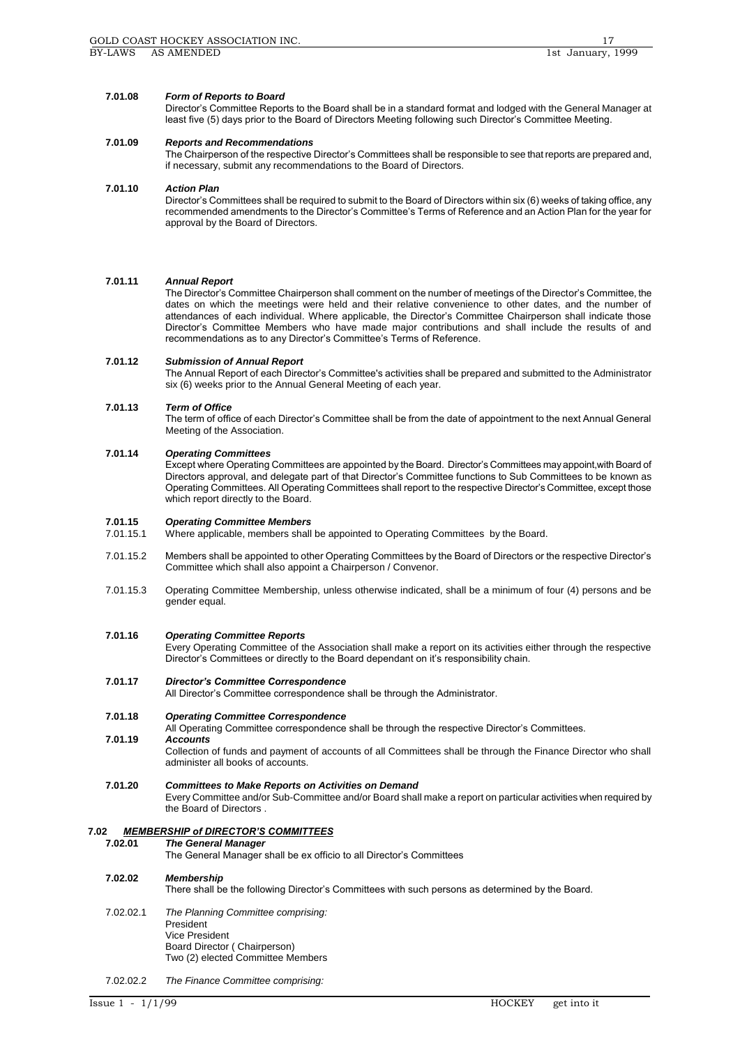**7.01.08** ***Form of Reports to Board***

Director's Committee Reports to the Board shall be in a standard format and lodged with the General Manager at least five (5) days prior to the Board of Directors Meeting following such Director's Committee Meeting.

**7.01.09** ***Reports and Recommendations***

The Chairperson of the respective Director's Committees shall be responsible to see that reports are prepared and, if necessary, submit any recommendations to the Board of Directors.

**7.01.10** ***Action Plan***

Director's Committees shall be required to submit to the Board of Directors within six (6) weeks of taking office, any recommended amendments to the Director's Committee's Terms of Reference and an Action Plan for the year for approval by the Board of Directors.

**7.01.11** ***Annual Report***

The Director's Committee Chairperson shall comment on the number of meetings of the Director's Committee, the dates on which the meetings were held and their relative convenience to other dates, and the number of attendances of each individual. Where applicable, the Director's Committee Chairperson shall indicate those Director's Committee Members who have made major contributions and shall include the results of and recommendations as to any Director's Committee's Terms of Reference.

**7.01.12** ***Submission of Annual Report***

The Annual Report of each Director's Committee's activities shall be prepared and submitted to the Administrator six (6) weeks prior to the Annual General Meeting of each year.

**7.01.13** ***Term of Office***

The term of office of each Director's Committee shall be from the date of appointment to the next Annual General Meeting of the Association.

**7.01.14** ***Operating Committees***

Except where Operating Committees are appointed by the Board. Director's Committees may appoint,with Board of Directors approval, and delegate part of that Director's Committee functions to Sub Committees to be known as Operating Committees. All Operating Committees shall report to the respective Director's Committee, except those which report directly to the Board.

**7.01.15** ***Operating Committee Members***

7.01.15.1 Where applicable, members shall be appointed to Operating Committees by the Board.

7.01.15.2 Members shall be appointed to other Operating Committees by the Board of Directors or the respective Director's Committee which shall also appoint a Chairperson / Convenor.

7.01.15.3 Operating Committee Membership, unless otherwise indicated, shall be a minimum of four (4) persons and be gender equal.

**7.01.16** ***Operating Committee Reports***

Every Operating Committee of the Association shall make a report on its activities either through the respective Director's Committees or directly to the Board dependant on it's responsibility chain.

**7.01.17** ***Director's Committee Correspondence***

All Director's Committee correspondence shall be through the Administrator.

**7.01.18** ***Operating Committee Correspondence***

All Operating Committee correspondence shall be through the respective Director's Committees.

**7.01.19** ***Accounts***

Collection of funds and payment of accounts of all Committees shall be through the Finance Director who shall administer all books of accounts.

**7.01.20** ***Committees to Make Reports on Activities on Demand***

Every Committee and/or Sub-Committee and/or Board shall make a report on particular activities when required by the Board of Directors .

## 7.02 ***MEMBERSHIP of DIRECTOR'S COMMITTEES***

**7.02.01** ***The General Manager***

The General Manager shall be ex officio to all Director's Committees

**7.02.02** ***Membership***

There shall be the following Director's Committees with such persons as determined by the Board.

7.02.02.1 *The Planning Committee comprising:*

President
Vice President
Board Director ( Chairperson)
Two (2) elected Committee Members

7.02.02.2 *The Finance Committee comprising:*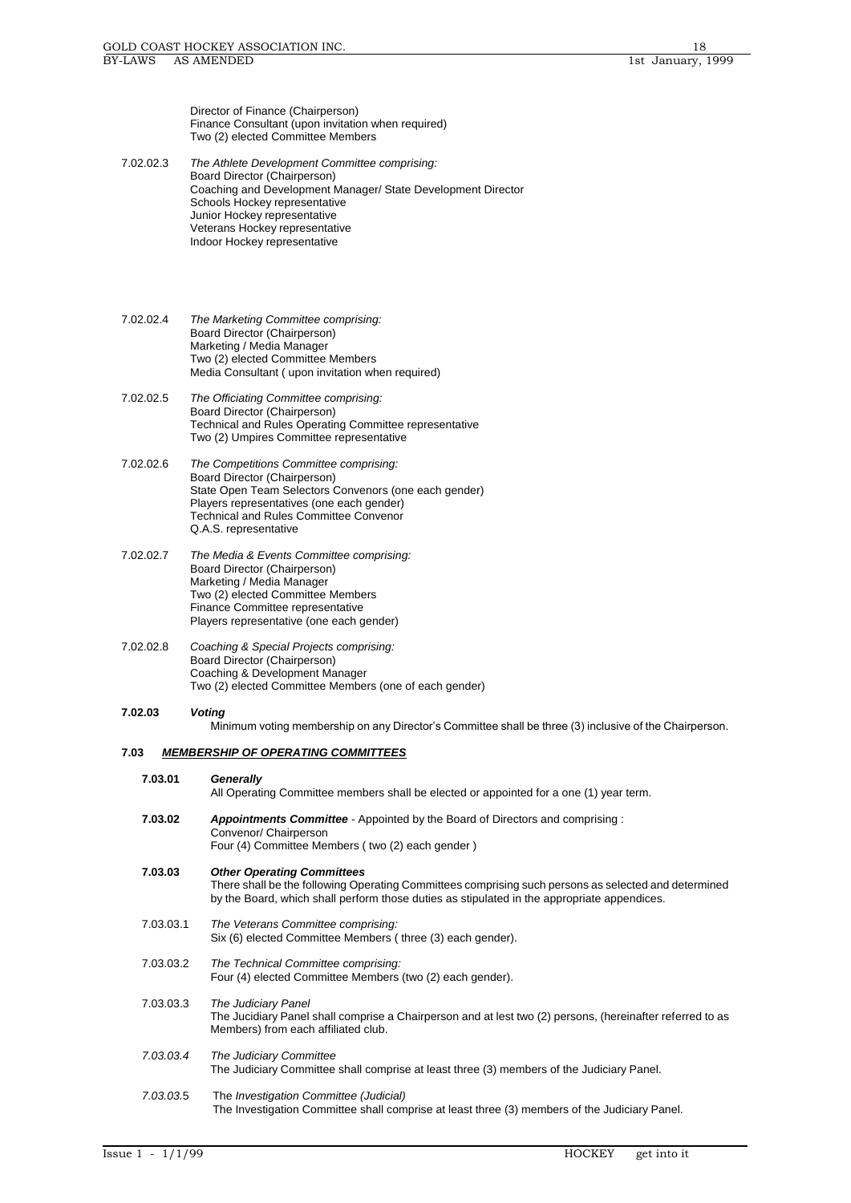Director of Finance (Chairperson)
Finance Consultant (upon invitation when required)
Two (2) elected Committee Members

7.02.02.3 *The Athlete Development Committee comprising:*
Board Director (Chairperson)
Coaching and Development Manager/ State Development Director
Schools Hockey representative
Junior Hockey representative
Veterans Hockey representative
Indoor Hockey representative

7.02.02.4 *The Marketing Committee comprising:*
Board Director (Chairperson)
Marketing / Media Manager
Two (2) elected Committee Members
Media Consultant ( upon invitation when required)

7.02.02.5 *The Officiating Committee comprising:*
Board Director (Chairperson)
Technical and Rules Operating Committee representative
Two (2) Umpires Committee representative

7.02.02.6 *The Competitions Committee comprising:*
Board Director (Chairperson)
State Open Team Selectors Convenors (one each gender)
Players representatives (one each gender)
Technical and Rules Committee Convenor
Q.A.S. representative

7.02.02.7 *The Media & Events Committee comprising:*
Board Director (Chairperson)
Marketing / Media Manager
Two (2) elected Committee Members
Finance Committee representative
Players representative (one each gender)

7.02.02.8 *Coaching & Special Projects comprising:*
Board Director (Chairperson)
Coaching & Development Manager
Two (2) elected Committee Members (one of each gender)

**7.02.03** ***Voting***
Minimum voting membership on any Director's Committee shall be three (3) inclusive of the Chairperson.

## 7.03 ***MEMBERSHIP OF OPERATING COMMITTEES***

**7.03.01** ***Generally***
All Operating Committee members shall be elected or appointed for a one (1) year term.

**7.03.02** ***Appointments Committee*** - Appointed by the Board of Directors and comprising :
Convenor/ Chairperson
Four (4) Committee Members ( two (2) each gender )

**7.03.03** ***Other Operating Committees***
There shall be the following Operating Committees comprising such persons as selected and determined by the Board, which shall perform those duties as stipulated in the appropriate appendices.

7.03.03.1 *The Veterans Committee comprising:*
Six (6) elected Committee Members ( three (3) each gender).

7.03.03.2 *The Technical Committee comprising:*
Four (4) elected Committee Members (two (2) each gender).

7.03.03.3 *The Judiciary Panel*
The Jucidiary Panel shall comprise a Chairperson and at lest two (2) persons, (hereinafter referred to as Members) from each affiliated club.

*7.03.03.4* *The Judiciary Committee*
The Judiciary Committee shall comprise at least three (3) members of the Judiciary Panel.

*7.03.03.*5 The *Investigation Committee (Judicial)*
The Investigation Committee shall comprise at least three (3) members of the Judiciary Panel.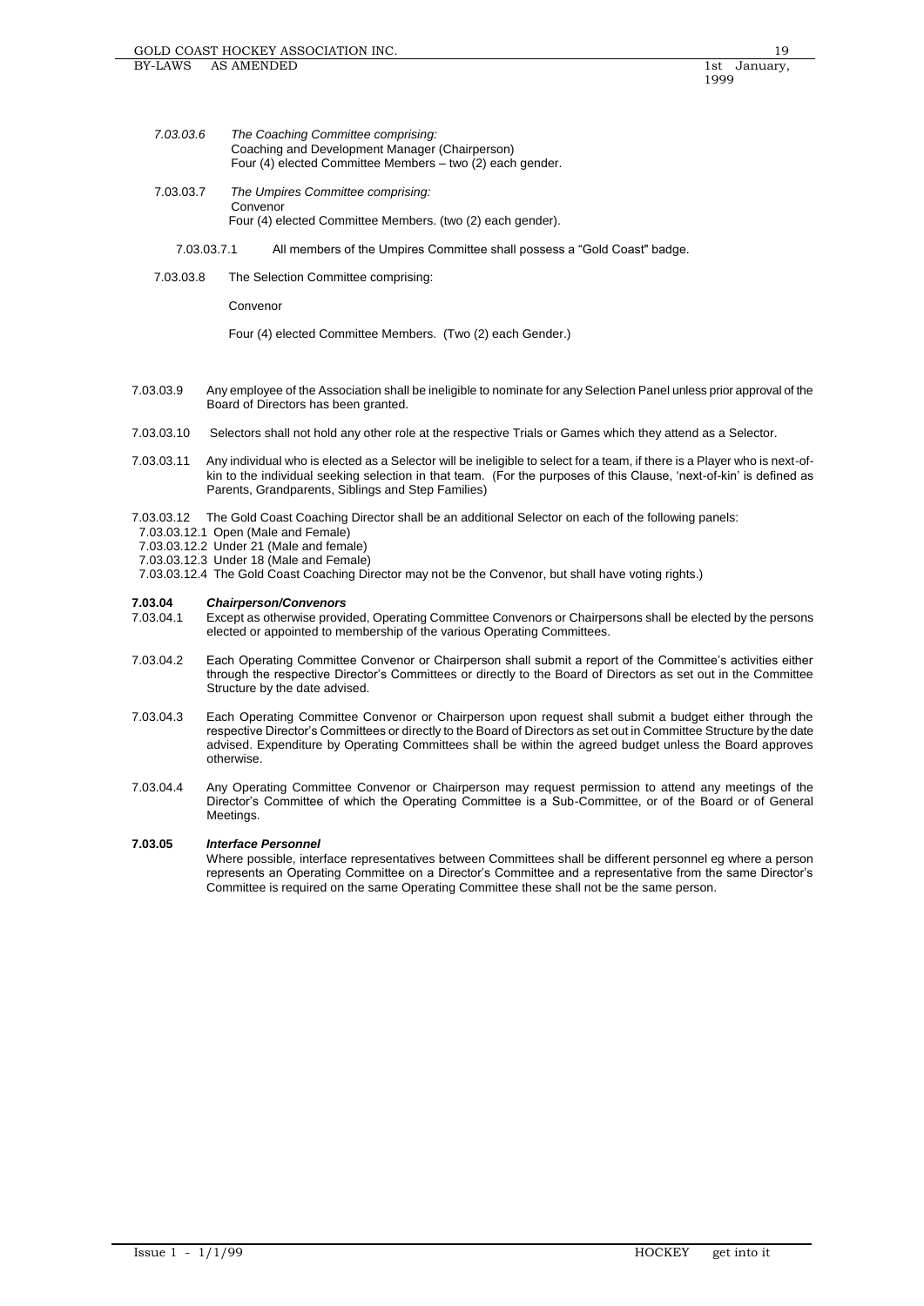*7.03.03.6* *The Coaching Committee comprising:*
Coaching and Development Manager (Chairperson)
Four (4) elected Committee Members – two (2) each gender.

7.03.03.7 *The Umpires Committee comprising:*
Convenor
Four (4) elected Committee Members. (two (2) each gender).

7.03.03.7.1 All members of the Umpires Committee shall possess a "Gold Coast" badge.

7.03.03.8 The Selection Committee comprising:

Convenor

Four (4) elected Committee Members. (Two (2) each Gender.)

7.03.03.9 Any employee of the Association shall be ineligible to nominate for any Selection Panel unless prior approval of the Board of Directors has been granted.

7.03.03.10 Selectors shall not hold any other role at the respective Trials or Games which they attend as a Selector.

7.03.03.11 Any individual who is elected as a Selector will be ineligible to select for a team, if there is a Player who is next-of-kin to the individual seeking selection in that team. (For the purposes of this Clause, 'next-of-kin' is defined as Parents, Grandparents, Siblings and Step Families)

7.03.03.12 The Gold Coast Coaching Director shall be an additional Selector on each of the following panels:
7.03.03.12.1 Open (Male and Female)
7.03.03.12.2 Under 21 (Male and female)
7.03.03.12.3 Under 18 (Male and Female)
7.03.03.12.4 The Gold Coast Coaching Director may not be the Convenor, but shall have voting rights.)

**7.03.04** ***Chairperson/Convenors***

7.03.04.1 Except as otherwise provided, Operating Committee Convenors or Chairpersons shall be elected by the persons elected or appointed to membership of the various Operating Committees.

7.03.04.2 Each Operating Committee Convenor or Chairperson shall submit a report of the Committee's activities either through the respective Director's Committees or directly to the Board of Directors as set out in the Committee Structure by the date advised.

7.03.04.3 Each Operating Committee Convenor or Chairperson upon request shall submit a budget either through the respective Director's Committees or directly to the Board of Directors as set out in Committee Structure by the date advised. Expenditure by Operating Committees shall be within the agreed budget unless the Board approves otherwise.

7.03.04.4 Any Operating Committee Convenor or Chairperson may request permission to attend any meetings of the Director's Committee of which the Operating Committee is a Sub-Committee, or of the Board or of General Meetings.

**7.03.05** ***Interface Personnel***

Where possible, interface representatives between Committees shall be different personnel eg where a person represents an Operating Committee on a Director's Committee and a representative from the same Director's Committee is required on the same Operating Committee these shall not be the same person.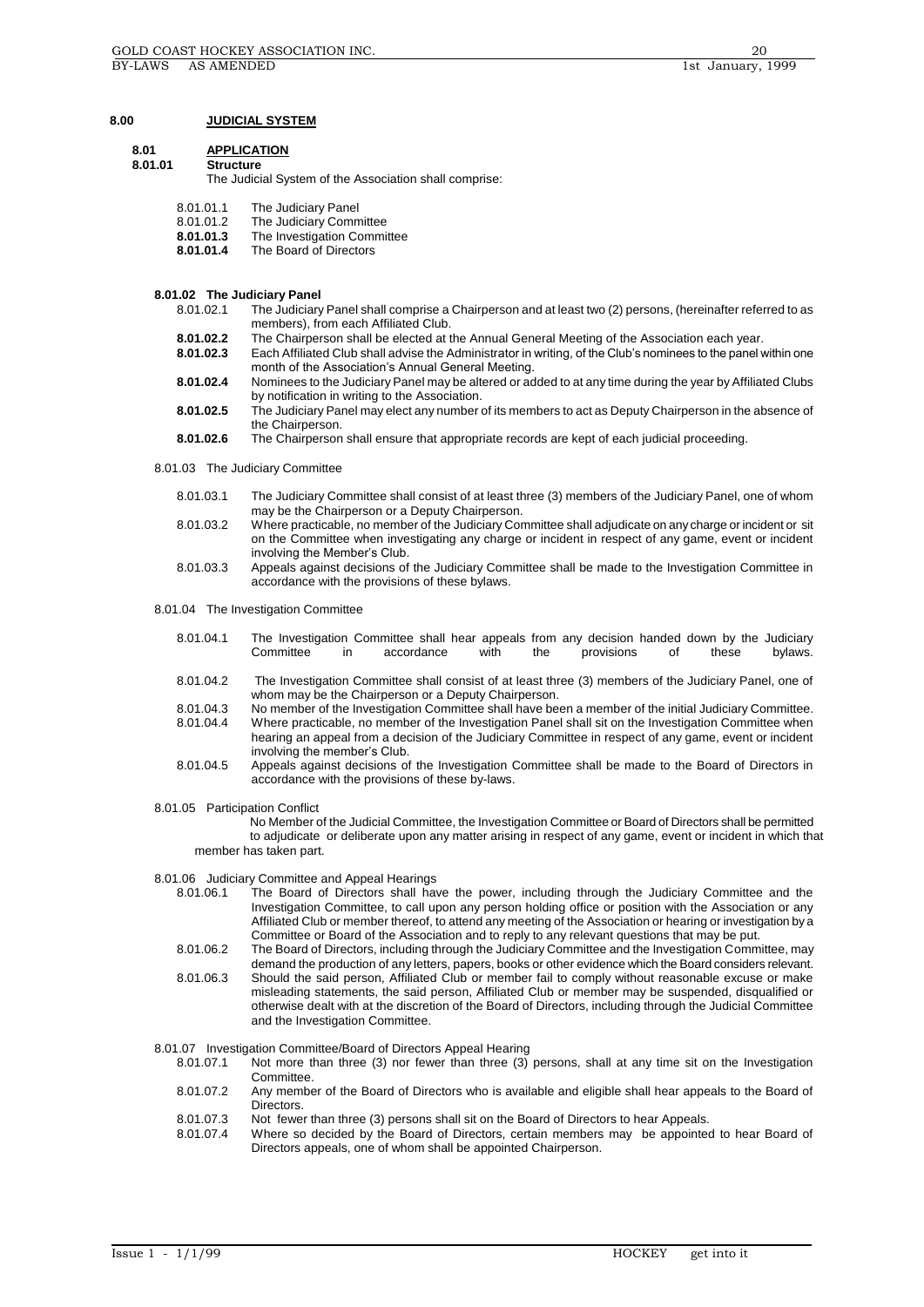# 8.00 JUDICIAL SYSTEM

## 8.01 APPLICATION

### 8.01.01 Structure

The Judicial System of the Association shall comprise:

- 8.01.01.1 The Judiciary Panel
- 8.01.01.2 The Judiciary Committee
- **8.01.01.3** The Investigation Committee
- **8.01.01.4** The Board of Directors

### 8.01.02 The Judiciary Panel

8.01.02.1 The Judiciary Panel shall comprise a Chairperson and at least two (2) persons, (hereinafter referred to as members), from each Affiliated Club.

**8.01.02.2** The Chairperson shall be elected at the Annual General Meeting of the Association each year.

**8.01.02.3** Each Affiliated Club shall advise the Administrator in writing, of the Club's nominees to the panel within one month of the Association's Annual General Meeting.

**8.01.02.4** Nominees to the Judiciary Panel may be altered or added to at any time during the year by Affiliated Clubs by notification in writing to the Association.

**8.01.02.5** The Judiciary Panel may elect any number of its members to act as Deputy Chairperson in the absence of the Chairperson.

**8.01.02.6** The Chairperson shall ensure that appropriate records are kept of each judicial proceeding.

### 8.01.03 The Judiciary Committee

8.01.03.1 The Judiciary Committee shall consist of at least three (3) members of the Judiciary Panel, one of whom may be the Chairperson or a Deputy Chairperson.

8.01.03.2 Where practicable, no member of the Judiciary Committee shall adjudicate on any charge or incident or sit on the Committee when investigating any charge or incident in respect of any game, event or incident involving the Member's Club.

8.01.03.3 Appeals against decisions of the Judiciary Committee shall be made to the Investigation Committee in accordance with the provisions of these bylaws.

### 8.01.04 The Investigation Committee

8.01.04.1 The Investigation Committee shall hear appeals from any decision handed down by the Judiciary Committee in accordance with the provisions of these bylaws.

8.01.04.2 The Investigation Committee shall consist of at least three (3) members of the Judiciary Panel, one of whom may be the Chairperson or a Deputy Chairperson.

8.01.04.3 No member of the Investigation Committee shall have been a member of the initial Judiciary Committee.

8.01.04.4 Where practicable, no member of the Investigation Panel shall sit on the Investigation Committee when hearing an appeal from a decision of the Judiciary Committee in respect of any game, event or incident involving the member's Club.

8.01.04.5 Appeals against decisions of the Investigation Committee shall be made to the Board of Directors in accordance with the provisions of these by-laws.

### 8.01.05 Participation Conflict

No Member of the Judicial Committee, the Investigation Committee or Board of Directors shall be permitted to adjudicate or deliberate upon any matter arising in respect of any game, event or incident in which that member has taken part.

### 8.01.06 Judiciary Committee and Appeal Hearings

8.01.06.1 The Board of Directors shall have the power, including through the Judiciary Committee and the Investigation Committee, to call upon any person holding office or position with the Association or any Affiliated Club or member thereof, to attend any meeting of the Association or hearing or investigation by a Committee or Board of the Association and to reply to any relevant questions that may be put.

8.01.06.2 The Board of Directors, including through the Judiciary Committee and the Investigation Committee, may demand the production of any letters, papers, books or other evidence which the Board considers relevant.

8.01.06.3 Should the said person, Affiliated Club or member fail to comply without reasonable excuse or make misleading statements, the said person, Affiliated Club or member may be suspended, disqualified or otherwise dealt with at the discretion of the Board of Directors, including through the Judicial Committee and the Investigation Committee.

### 8.01.07 Investigation Committee/Board of Directors Appeal Hearing

8.01.07.1 Not more than three (3) nor fewer than three (3) persons, shall at any time sit on the Investigation Committee.

8.01.07.2 Any member of the Board of Directors who is available and eligible shall hear appeals to the Board of Directors.

8.01.07.3 Not fewer than three (3) persons shall sit on the Board of Directors to hear Appeals.

8.01.07.4 Where so decided by the Board of Directors, certain members may be appointed to hear Board of Directors appeals, one of whom shall be appointed Chairperson.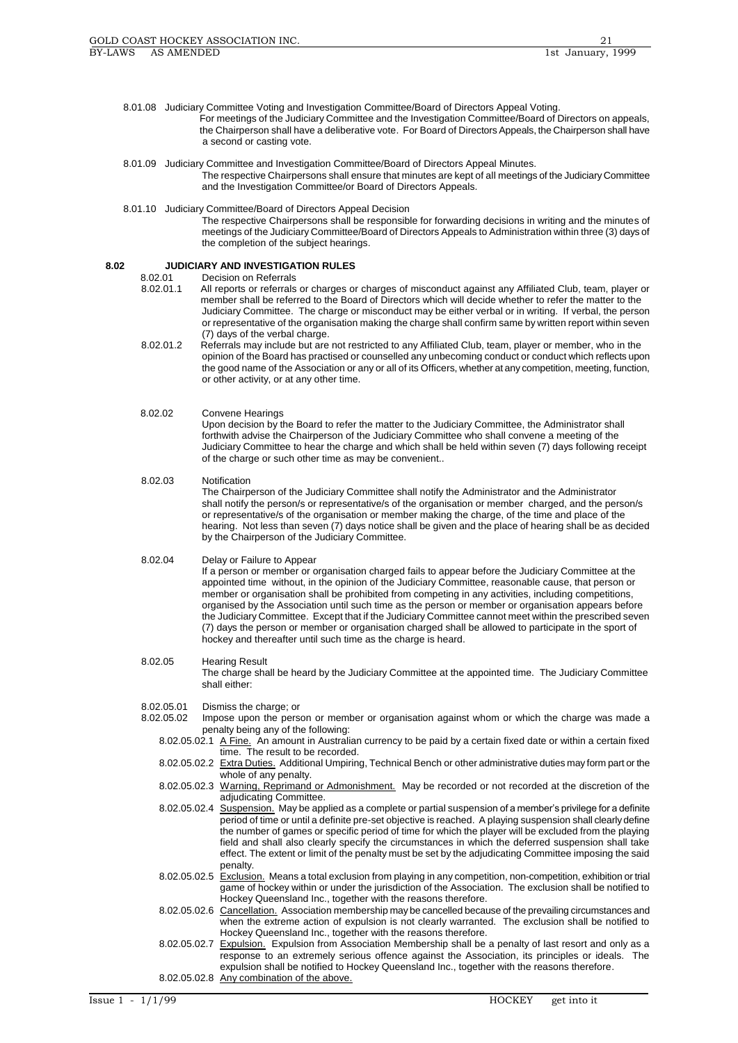8.01.08 Judiciary Committee Voting and Investigation Committee/Board of Directors Appeal Voting.
For meetings of the Judiciary Committee and the Investigation Committee/Board of Directors on appeals, the Chairperson shall have a deliberative vote. For Board of Directors Appeals, the Chairperson shall have a second or casting vote.

8.01.09 Judiciary Committee and Investigation Committee/Board of Directors Appeal Minutes.
The respective Chairpersons shall ensure that minutes are kept of all meetings of the Judiciary Committee and the Investigation Committee/or Board of Directors Appeals.

8.01.10 Judiciary Committee/Board of Directors Appeal Decision
The respective Chairpersons shall be responsible for forwarding decisions in writing and the minutes of meetings of the Judiciary Committee/Board of Directors Appeals to Administration within three (3) days of the completion of the subject hearings.

## 8.02 JUDICIARY AND INVESTIGATION RULES

8.02.01 Decision on Referrals

8.02.01.1 All reports or referrals or charges or charges of misconduct against any Affiliated Club, team, player or member shall be referred to the Board of Directors which will decide whether to refer the matter to the Judiciary Committee. The charge or misconduct may be either verbal or in writing. If verbal, the person or representative of the organisation making the charge shall confirm same by written report within seven (7) days of the verbal charge.

8.02.01.2 Referrals may include but are not restricted to any Affiliated Club, team, player or member, who in the opinion of the Board has practised or counselled any unbecoming conduct or conduct which reflects upon the good name of the Association or any or all of its Officers, whether at any competition, meeting, function, or other activity, or at any other time.

8.02.02 Convene Hearings
Upon decision by the Board to refer the matter to the Judiciary Committee, the Administrator shall forthwith advise the Chairperson of the Judiciary Committee who shall convene a meeting of the Judiciary Committee to hear the charge and which shall be held within seven (7) days following receipt of the charge or such other time as may be convenient..

8.02.03 Notification
The Chairperson of the Judiciary Committee shall notify the Administrator and the Administrator shall notify the person/s or representative/s of the organisation or member charged, and the person/s or representative/s of the organisation or member making the charge, of the time and place of the hearing. Not less than seven (7) days notice shall be given and the place of hearing shall be as decided by the Chairperson of the Judiciary Committee.

8.02.04 Delay or Failure to Appear
If a person or member or organisation charged fails to appear before the Judiciary Committee at the appointed time without, in the opinion of the Judiciary Committee, reasonable cause, that person or member or organisation shall be prohibited from competing in any activities, including competitions, organised by the Association until such time as the person or member or organisation appears before the Judiciary Committee. Except that if the Judiciary Committee cannot meet within the prescribed seven (7) days the person or member or organisation charged shall be allowed to participate in the sport of hockey and thereafter until such time as the charge is heard.

8.02.05 Hearing Result
The charge shall be heard by the Judiciary Committee at the appointed time. The Judiciary Committee shall either:

8.02.05.01 Dismiss the charge; or

8.02.05.02 Impose upon the person or member or organisation against whom or which the charge was made a penalty being any of the following:

8.02.05.02.1 A Fine. An amount in Australian currency to be paid by a certain fixed date or within a certain fixed time. The result to be recorded.

8.02.05.02.2 Extra Duties. Additional Umpiring, Technical Bench or other administrative duties may form part or the whole of any penalty.

8.02.05.02.3 Warning, Reprimand or Admonishment. May be recorded or not recorded at the discretion of the adjudicating Committee.

8.02.05.02.4 Suspension. May be applied as a complete or partial suspension of a member's privilege for a definite period of time or until a definite pre-set objective is reached. A playing suspension shall clearly define the number of games or specific period of time for which the player will be excluded from the playing field and shall also clearly specify the circumstances in which the deferred suspension shall take effect. The extent or limit of the penalty must be set by the adjudicating Committee imposing the said penalty.

8.02.05.02.5 Exclusion. Means a total exclusion from playing in any competition, non-competition, exhibition or trial game of hockey within or under the jurisdiction of the Association. The exclusion shall be notified to Hockey Queensland Inc., together with the reasons therefore.

8.02.05.02.6 Cancellation. Association membership may be cancelled because of the prevailing circumstances and when the extreme action of expulsion is not clearly warranted. The exclusion shall be notified to Hockey Queensland Inc., together with the reasons therefore.

8.02.05.02.7 Expulsion. Expulsion from Association Membership shall be a penalty of last resort and only as a response to an extremely serious offence against the Association, its principles or ideals. The expulsion shall be notified to Hockey Queensland Inc., together with the reasons therefore.

8.02.05.02.8 Any combination of the above.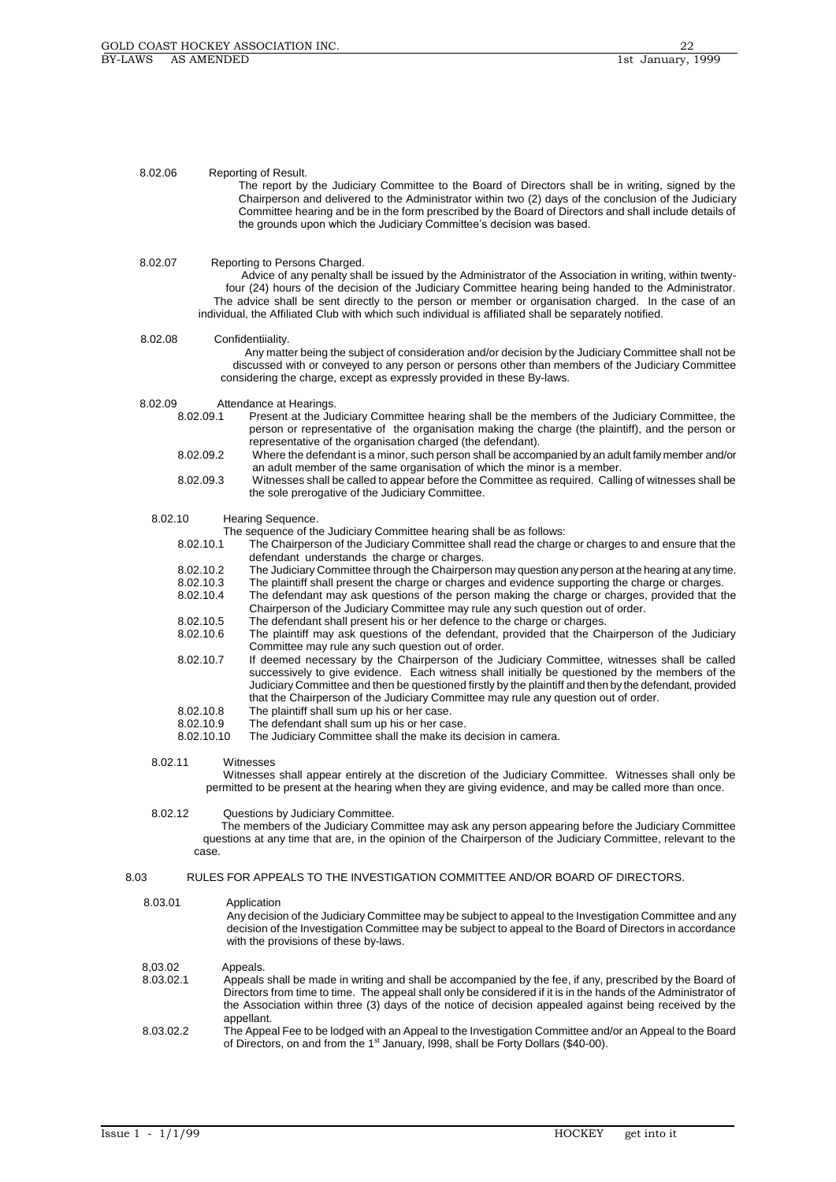8.02.06 Reporting of Result.

The report by the Judiciary Committee to the Board of Directors shall be in writing, signed by the Chairperson and delivered to the Administrator within two (2) days of the conclusion of the Judiciary Committee hearing and be in the form prescribed by the Board of Directors and shall include details of the grounds upon which the Judiciary Committee's decision was based.

8.02.07 Reporting to Persons Charged.

Advice of any penalty shall be issued by the Administrator of the Association in writing, within twenty-four (24) hours of the decision of the Judiciary Committee hearing being handed to the Administrator. The advice shall be sent directly to the person or member or organisation charged. In the case of an individual, the Affiliated Club with which such individual is affiliated shall be separately notified.

8.02.08 Confidentiiality.

Any matter being the subject of consideration and/or decision by the Judiciary Committee shall not be discussed with or conveyed to any person or persons other than members of the Judiciary Committee considering the charge, except as expressly provided in these By-laws.

8.02.09 Attendance at Hearings.

8.02.09.1 Present at the Judiciary Committee hearing shall be the members of the Judiciary Committee, the person or representative of the organisation making the charge (the plaintiff), and the person or representative of the organisation charged (the defendant).

8.02.09.2 Where the defendant is a minor, such person shall be accompanied by an adult family member and/or an adult member of the same organisation of which the minor is a member.

8.02.09.3 Witnesses shall be called to appear before the Committee as required. Calling of witnesses shall be the sole prerogative of the Judiciary Committee.

8.02.10 Hearing Sequence.

The sequence of the Judiciary Committee hearing shall be as follows:

8.02.10.1 The Chairperson of the Judiciary Committee shall read the charge or charges to and ensure that the defendant understands the charge or charges.

8.02.10.2 The Judiciary Committee through the Chairperson may question any person at the hearing at any time.

8.02.10.3 The plaintiff shall present the charge or charges and evidence supporting the charge or charges.

8.02.10.4 The defendant may ask questions of the person making the charge or charges, provided that the Chairperson of the Judiciary Committee may rule any such question out of order.

8.02.10.5 The defendant shall present his or her defence to the charge or charges.

8.02.10.6 The plaintiff may ask questions of the defendant, provided that the Chairperson of the Judiciary Committee may rule any such question out of order.

8.02.10.7 If deemed necessary by the Chairperson of the Judiciary Committee, witnesses shall be called successively to give evidence. Each witness shall initially be questioned by the members of the Judiciary Committee and then be questioned firstly by the plaintiff and then by the defendant, provided that the Chairperson of the Judiciary Committee may rule any question out of order.

8.02.10.8 The plaintiff shall sum up his or her case.

8.02.10.9 The defendant shall sum up his or her case.

8.02.10.10 The Judiciary Committee shall the make its decision in camera.

8.02.11 Witnesses

Witnesses shall appear entirely at the discretion of the Judiciary Committee. Witnesses shall only be permitted to be present at the hearing when they are giving evidence, and may be called more than once.

8.02.12 Questions by Judiciary Committee.

The members of the Judiciary Committee may ask any person appearing before the Judiciary Committee questions at any time that are, in the opinion of the Chairperson of the Judiciary Committee, relevant to the case.

8.03 RULES FOR APPEALS TO THE INVESTIGATION COMMITTEE AND/OR BOARD OF DIRECTORS.

8.03.01 Application

Any decision of the Judiciary Committee may be subject to appeal to the Investigation Committee and any decision of the Investigation Committee may be subject to appeal to the Board of Directors in accordance with the provisions of these by-laws.

8,03.02 Appeals.

8.03.02.1 Appeals shall be made in writing and shall be accompanied by the fee, if any, prescribed by the Board of Directors from time to time. The appeal shall only be considered if it is in the hands of the Administrator of the Association within three (3) days of the notice of decision appealed against being received by the appellant.

8.03.02.2 The Appeal Fee to be lodged with an Appeal to the Investigation Committee and/or an Appeal to the Board of Directors, on and from the 1st January, l998, shall be Forty Dollars ($40-00).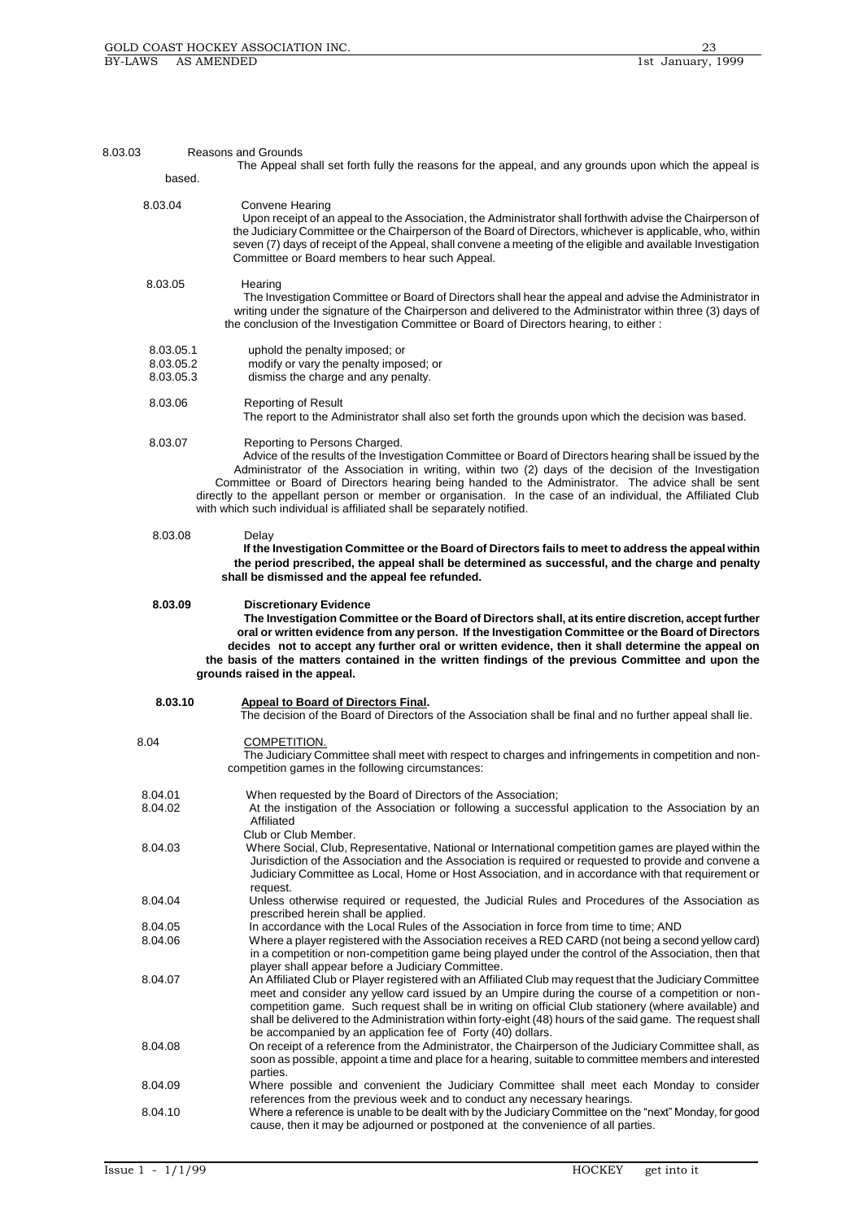8.03.03 Reasons and Grounds

The Appeal shall set forth fully the reasons for the appeal, and any grounds upon which the appeal is based.

8.03.04 Convene Hearing

Upon receipt of an appeal to the Association, the Administrator shall forthwith advise the Chairperson of the Judiciary Committee or the Chairperson of the Board of Directors, whichever is applicable, who, within seven (7) days of receipt of the Appeal, shall convene a meeting of the eligible and available Investigation Committee or Board members to hear such Appeal.

8.03.05 Hearing

The Investigation Committee or Board of Directors shall hear the appeal and advise the Administrator in writing under the signature of the Chairperson and delivered to the Administrator within three (3) days of the conclusion of the Investigation Committee or Board of Directors hearing, to either :

8.03.05.1 uphold the penalty imposed; or

8.03.05.2 modify or vary the penalty imposed; or

8.03.05.3 dismiss the charge and any penalty.

8.03.06 Reporting of Result

The report to the Administrator shall also set forth the grounds upon which the decision was based.

8.03.07 Reporting to Persons Charged.

Advice of the results of the Investigation Committee or Board of Directors hearing shall be issued by the Administrator of the Association in writing, within two (2) days of the decision of the Investigation Committee or Board of Directors hearing being handed to the Administrator. The advice shall be sent directly to the appellant person or member or organisation. In the case of an individual, the Affiliated Club with which such individual is affiliated shall be separately notified.

8.03.08 Delay

**If the Investigation Committee or the Board of Directors fails to meet to address the appeal within the period prescribed, the appeal shall be determined as successful, and the charge and penalty shall be dismissed and the appeal fee refunded.**

**8.03.09 Discretionary Evidence**

**The Investigation Committee or the Board of Directors shall, at its entire discretion, accept further oral or written evidence from any person. If the Investigation Committee or the Board of Directors decides not to accept any further oral or written evidence, then it shall determine the appeal on the basis of the matters contained in the written findings of the previous Committee and upon the grounds raised in the appeal.**

**8.03.10 <u>Appeal to Board of Directors Final</u>.**

The decision of the Board of Directors of the Association shall be final and no further appeal shall lie.

8.04 <u>COMPETITION.</u>

The Judiciary Committee shall meet with respect to charges and infringements in competition and non-competition games in the following circumstances:

8.04.01 When requested by the Board of Directors of the Association;

8.04.02 At the instigation of the Association or following a successful application to the Association by an Affiliated Club or Club Member.

8.04.03 Where Social, Club, Representative, National or International competition games are played within the Jurisdiction of the Association and the Association is required or requested to provide and convene a Judiciary Committee as Local, Home or Host Association, and in accordance with that requirement or request.

8.04.04 Unless otherwise required or requested, the Judicial Rules and Procedures of the Association as prescribed herein shall be applied.

8.04.05 In accordance with the Local Rules of the Association in force from time to time; AND

8.04.06 Where a player registered with the Association receives a RED CARD (not being a second yellow card) in a competition or non-competition game being played under the control of the Association, then that player shall appear before a Judiciary Committee.

8.04.07 An Affiliated Club or Player registered with an Affiliated Club may request that the Judiciary Committee meet and consider any yellow card issued by an Umpire during the course of a competition or non-competition game. Such request shall be in writing on official Club stationery (where available) and shall be delivered to the Administration within forty-eight (48) hours of the said game. The request shall be accompanied by an application fee of Forty (40) dollars.

8.04.08 On receipt of a reference from the Administrator, the Chairperson of the Judiciary Committee shall, as soon as possible, appoint a time and place for a hearing, suitable to committee members and interested parties.

8.04.09 Where possible and convenient the Judiciary Committee shall meet each Monday to consider references from the previous week and to conduct any necessary hearings.

8.04.10 Where a reference is unable to be dealt with by the Judiciary Committee on the "next" Monday, for good cause, then it may be adjourned or postponed at the convenience of all parties.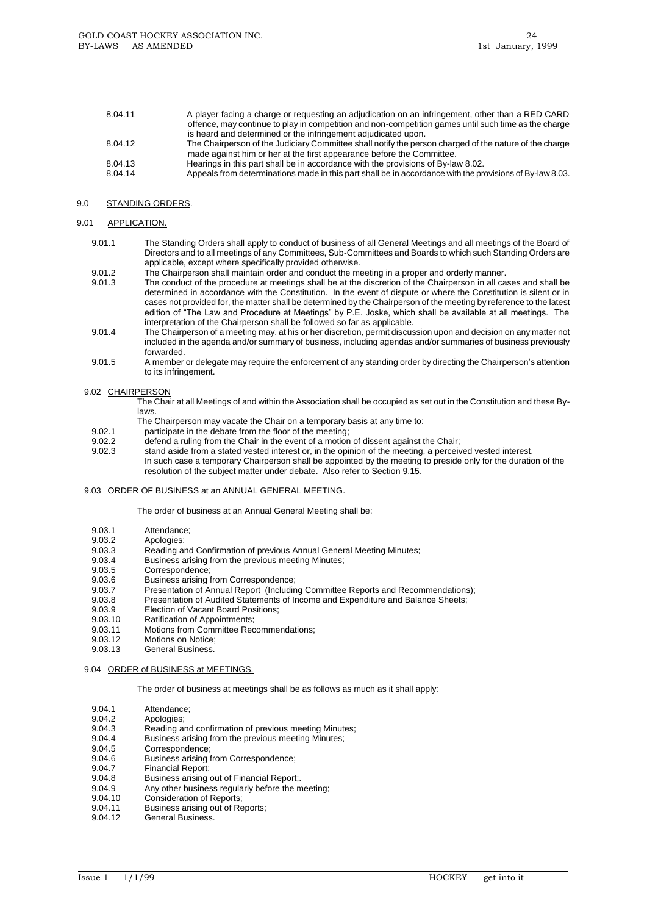8.04.11 A player facing a charge or requesting an adjudication on an infringement, other than a RED CARD offence, may continue to play in competition and non-competition games until such time as the charge is heard and determined or the infringement adjudicated upon.

8.04.12 The Chairperson of the Judiciary Committee shall notify the person charged of the nature of the charge made against him or her at the first appearance before the Committee.

8.04.13 Hearings in this part shall be in accordance with the provisions of By-law 8.02.

8.04.14 Appeals from determinations made in this part shall be in accordance with the provisions of By-law 8.03.

## 9.0 STANDING ORDERS.

### 9.01 APPLICATION.

9.01.1 The Standing Orders shall apply to conduct of business of all General Meetings and all meetings of the Board of Directors and to all meetings of any Committees, Sub-Committees and Boards to which such Standing Orders are applicable, except where specifically provided otherwise.

9.01.2 The Chairperson shall maintain order and conduct the meeting in a proper and orderly manner.

9.01.3 The conduct of the procedure at meetings shall be at the discretion of the Chairperson in all cases and shall be determined in accordance with the Constitution. In the event of dispute or where the Constitution is silent or in cases not provided for, the matter shall be determined by the Chairperson of the meeting by reference to the latest edition of "The Law and Procedure at Meetings" by P.E. Joske, which shall be available at all meetings. The interpretation of the Chairperson shall be followed so far as applicable.

9.01.4 The Chairperson of a meeting may, at his or her discretion, permit discussion upon and decision on any matter not included in the agenda and/or summary of business, including agendas and/or summaries of business previously forwarded.

9.01.5 A member or delegate may require the enforcement of any standing order by directing the Chairperson's attention to its infringement.

### 9.02 CHAIRPERSON

The Chair at all Meetings of and within the Association shall be occupied as set out in the Constitution and these By-laws.

The Chairperson may vacate the Chair on a temporary basis at any time to:

9.02.1 participate in the debate from the floor of the meeting;

9.02.2 defend a ruling from the Chair in the event of a motion of dissent against the Chair;

9.02.3 stand aside from a stated vested interest or, in the opinion of the meeting, a perceived vested interest.

In such case a temporary Chairperson shall be appointed by the meeting to preside only for the duration of the resolution of the subject matter under debate. Also refer to Section 9.15.

### 9.03 ORDER OF BUSINESS at an ANNUAL GENERAL MEETING.

The order of business at an Annual General Meeting shall be:

9.03.1 Attendance;
9.03.2 Apologies;
9.03.3 Reading and Confirmation of previous Annual General Meeting Minutes;
9.03.4 Business arising from the previous meeting Minutes;
9.03.5 Correspondence;
9.03.6 Business arising from Correspondence;
9.03.7 Presentation of Annual Report (Including Committee Reports and Recommendations);
9.03.8 Presentation of Audited Statements of Income and Expenditure and Balance Sheets;
9.03.9 Election of Vacant Board Positions;
9.03.10 Ratification of Appointments;
9.03.11 Motions from Committee Recommendations;
9.03.12 Motions on Notice;
9.03.13 General Business.

### 9.04 ORDER of BUSINESS at MEETINGS.

The order of business at meetings shall be as follows as much as it shall apply:

9.04.1 Attendance;
9.04.2 Apologies;
9.04.3 Reading and confirmation of previous meeting Minutes;
9.04.4 Business arising from the previous meeting Minutes;
9.04.5 Correspondence;
9.04.6 Business arising from Correspondence;
9.04.7 Financial Report;
9.04.8 Business arising out of Financial Report;.
9.04.9 Any other business regularly before the meeting;
9.04.10 Consideration of Reports;
9.04.11 Business arising out of Reports;
9.04.12 General Business.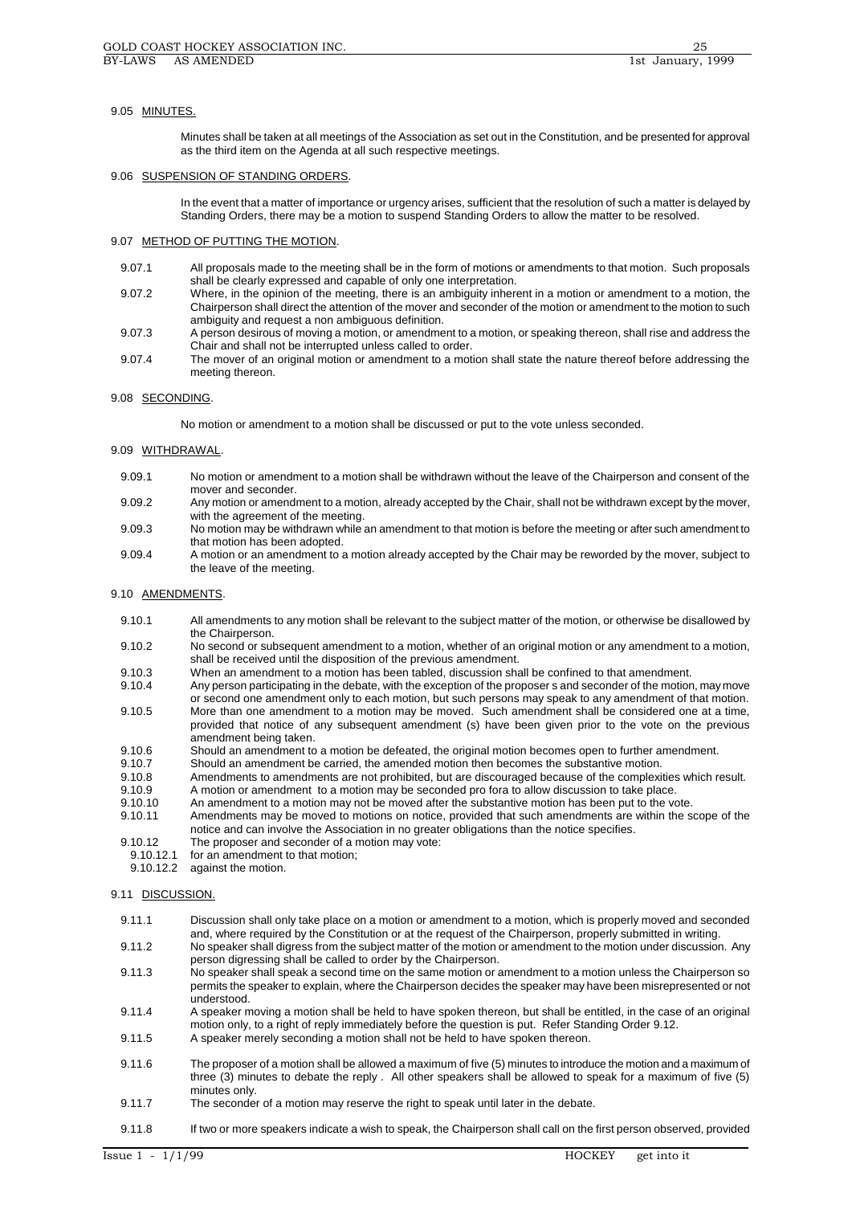### 9.05 MINUTES.

Minutes shall be taken at all meetings of the Association as set out in the Constitution, and be presented for approval as the third item on the Agenda at all such respective meetings.

### 9.06 SUSPENSION OF STANDING ORDERS.

In the event that a matter of importance or urgency arises, sufficient that the resolution of such a matter is delayed by Standing Orders, there may be a motion to suspend Standing Orders to allow the matter to be resolved.

### 9.07 METHOD OF PUTTING THE MOTION.

- 9.07.1 All proposals made to the meeting shall be in the form of motions or amendments to that motion. Such proposals shall be clearly expressed and capable of only one interpretation.
- 9.07.2 Where, in the opinion of the meeting, there is an ambiguity inherent in a motion or amendment to a motion, the Chairperson shall direct the attention of the mover and seconder of the motion or amendment to the motion to such ambiguity and request a non ambiguous definition.
- 9.07.3 A person desirous of moving a motion, or amendment to a motion, or speaking thereon, shall rise and address the Chair and shall not be interrupted unless called to order.
- 9.07.4 The mover of an original motion or amendment to a motion shall state the nature thereof before addressing the meeting thereon.

### 9.08 SECONDING.

No motion or amendment to a motion shall be discussed or put to the vote unless seconded.

### 9.09 WITHDRAWAL.

- 9.09.1 No motion or amendment to a motion shall be withdrawn without the leave of the Chairperson and consent of the mover and seconder.
- 9.09.2 Any motion or amendment to a motion, already accepted by the Chair, shall not be withdrawn except by the mover, with the agreement of the meeting.
- 9.09.3 No motion may be withdrawn while an amendment to that motion is before the meeting or after such amendment to that motion has been adopted.
- 9.09.4 A motion or an amendment to a motion already accepted by the Chair may be reworded by the mover, subject to the leave of the meeting.

### 9.10 AMENDMENTS.

- 9.10.1 All amendments to any motion shall be relevant to the subject matter of the motion, or otherwise be disallowed by the Chairperson.
- 9.10.2 No second or subsequent amendment to a motion, whether of an original motion or any amendment to a motion, shall be received until the disposition of the previous amendment.
- 9.10.3 When an amendment to a motion has been tabled, discussion shall be confined to that amendment.
- 9.10.4 Any person participating in the debate, with the exception of the proposer s and seconder of the motion, may move or second one amendment only to each motion, but such persons may speak to any amendment of that motion.
- 9.10.5 More than one amendment to a motion may be moved. Such amendment shall be considered one at a time, provided that notice of any subsequent amendment (s) have been given prior to the vote on the previous amendment being taken.
- 9.10.6 Should an amendment to a motion be defeated, the original motion becomes open to further amendment.
- 9.10.7 Should an amendment be carried, the amended motion then becomes the substantive motion.
- 9.10.8 Amendments to amendments are not prohibited, but are discouraged because of the complexities which result.
- 9.10.9 A motion or amendment to a motion may be seconded pro fora to allow discussion to take place.
- 9.10.10 An amendment to a motion may not be moved after the substantive motion has been put to the vote.
- 9.10.11 Amendments may be moved to motions on notice, provided that such amendments are within the scope of the notice and can involve the Association in no greater obligations than the notice specifies.
- 9.10.12 The proposer and seconder of a motion may vote:
  - 9.10.12.1 for an amendment to that motion;
  - 9.10.12.2 against the motion.

### 9.11 DISCUSSION.

- 9.11.1 Discussion shall only take place on a motion or amendment to a motion, which is properly moved and seconded and, where required by the Constitution or at the request of the Chairperson, properly submitted in writing.
- 9.11.2 No speaker shall digress from the subject matter of the motion or amendment to the motion under discussion. Any person digressing shall be called to order by the Chairperson.
- 9.11.3 No speaker shall speak a second time on the same motion or amendment to a motion unless the Chairperson so permits the speaker to explain, where the Chairperson decides the speaker may have been misrepresented or not understood.
- 9.11.4 A speaker moving a motion shall be held to have spoken thereon, but shall be entitled, in the case of an original motion only, to a right of reply immediately before the question is put. Refer Standing Order 9.12.
- 9.11.5 A speaker merely seconding a motion shall not be held to have spoken thereon.
- 9.11.6 The proposer of a motion shall be allowed a maximum of five (5) minutes to introduce the motion and a maximum of three (3) minutes to debate the reply . All other speakers shall be allowed to speak for a maximum of five (5) minutes only.
- 9.11.7 The seconder of a motion may reserve the right to speak until later in the debate.
- 9.11.8 If two or more speakers indicate a wish to speak, the Chairperson shall call on the first person observed, provided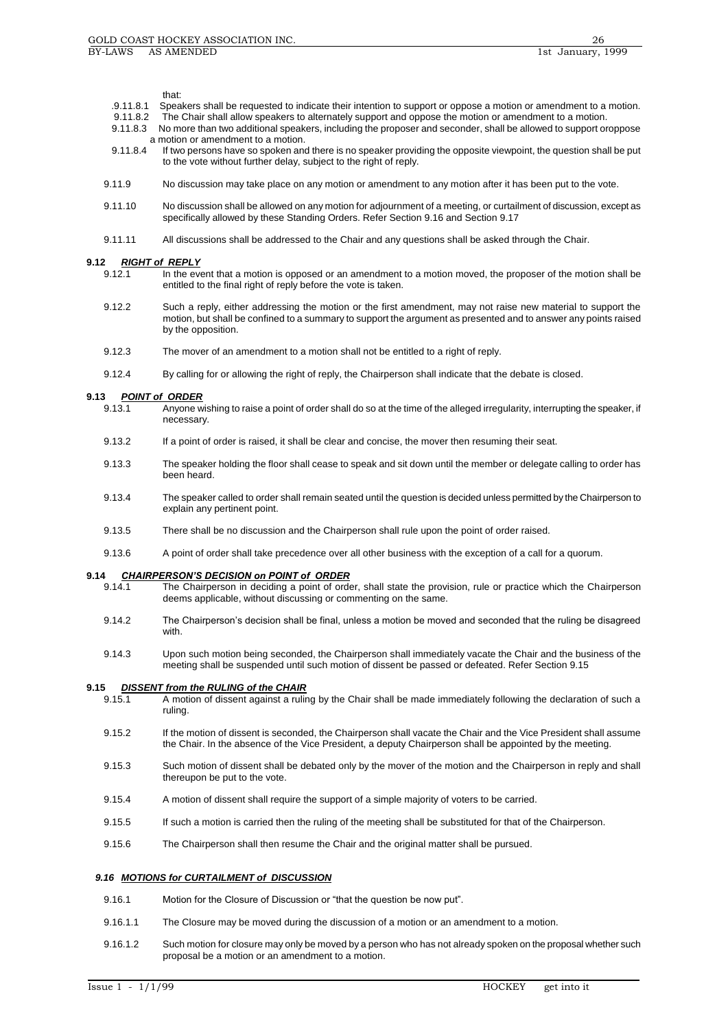that:

.9.11.8.1 Speakers shall be requested to indicate their intention to support or oppose a motion or amendment to a motion.

9.11.8.2 The Chair shall allow speakers to alternately support and oppose the motion or amendment to a motion.

9.11.8.3 No more than two additional speakers, including the proposer and seconder, shall be allowed to support oroppose a motion or amendment to a motion.

9.11.8.4 If two persons have so spoken and there is no speaker providing the opposite viewpoint, the question shall be put to the vote without further delay, subject to the right of reply.

9.11.9 No discussion may take place on any motion or amendment to any motion after it has been put to the vote.

9.11.10 No discussion shall be allowed on any motion for adjournment of a meeting, or curtailment of discussion, except as specifically allowed by these Standing Orders. Refer Section 9.16 and Section 9.17

9.11.11 All discussions shall be addressed to the Chair and any questions shall be asked through the Chair.

## 9.12 ***RIGHT of REPLY***

9.12.1 In the event that a motion is opposed or an amendment to a motion moved, the proposer of the motion shall be entitled to the final right of reply before the vote is taken.

9.12.2 Such a reply, either addressing the motion or the first amendment, may not raise new material to support the motion, but shall be confined to a summary to support the argument as presented and to answer any points raised by the opposition.

9.12.3 The mover of an amendment to a motion shall not be entitled to a right of reply.

9.12.4 By calling for or allowing the right of reply, the Chairperson shall indicate that the debate is closed.

## 9.13 ***POINT of ORDER***

9.13.1 Anyone wishing to raise a point of order shall do so at the time of the alleged irregularity, interrupting the speaker, if necessary.

9.13.2 If a point of order is raised, it shall be clear and concise, the mover then resuming their seat.

9.13.3 The speaker holding the floor shall cease to speak and sit down until the member or delegate calling to order has been heard.

9.13.4 The speaker called to order shall remain seated until the question is decided unless permitted by the Chairperson to explain any pertinent point.

9.13.5 There shall be no discussion and the Chairperson shall rule upon the point of order raised.

9.13.6 A point of order shall take precedence over all other business with the exception of a call for a quorum.

## 9.14 ***CHAIRPERSON'S DECISION on POINT of ORDER***

9.14.1 The Chairperson in deciding a point of order, shall state the provision, rule or practice which the Chairperson deems applicable, without discussing or commenting on the same.

9.14.2 The Chairperson's decision shall be final, unless a motion be moved and seconded that the ruling be disagreed with.

9.14.3 Upon such motion being seconded, the Chairperson shall immediately vacate the Chair and the business of the meeting shall be suspended until such motion of dissent be passed or defeated. Refer Section 9.15

## 9.15 ***DISSENT from the RULING of the CHAIR***

9.15.1 A motion of dissent against a ruling by the Chair shall be made immediately following the declaration of such a ruling.

9.15.2 If the motion of dissent is seconded, the Chairperson shall vacate the Chair and the Vice President shall assume the Chair. In the absence of the Vice President, a deputy Chairperson shall be appointed by the meeting.

9.15.3 Such motion of dissent shall be debated only by the mover of the motion and the Chairperson in reply and shall thereupon be put to the vote.

9.15.4 A motion of dissent shall require the support of a simple majority of voters to be carried.

9.15.5 If such a motion is carried then the ruling of the meeting shall be substituted for that of the Chairperson.

9.15.6 The Chairperson shall then resume the Chair and the original matter shall be pursued.

## ***9.16 MOTIONS for CURTAILMENT of DISCUSSION***

9.16.1 Motion for the Closure of Discussion or "that the question be now put".

9.16.1.1 The Closure may be moved during the discussion of a motion or an amendment to a motion.

9.16.1.2 Such motion for closure may only be moved by a person who has not already spoken on the proposal whether such proposal be a motion or an amendment to a motion.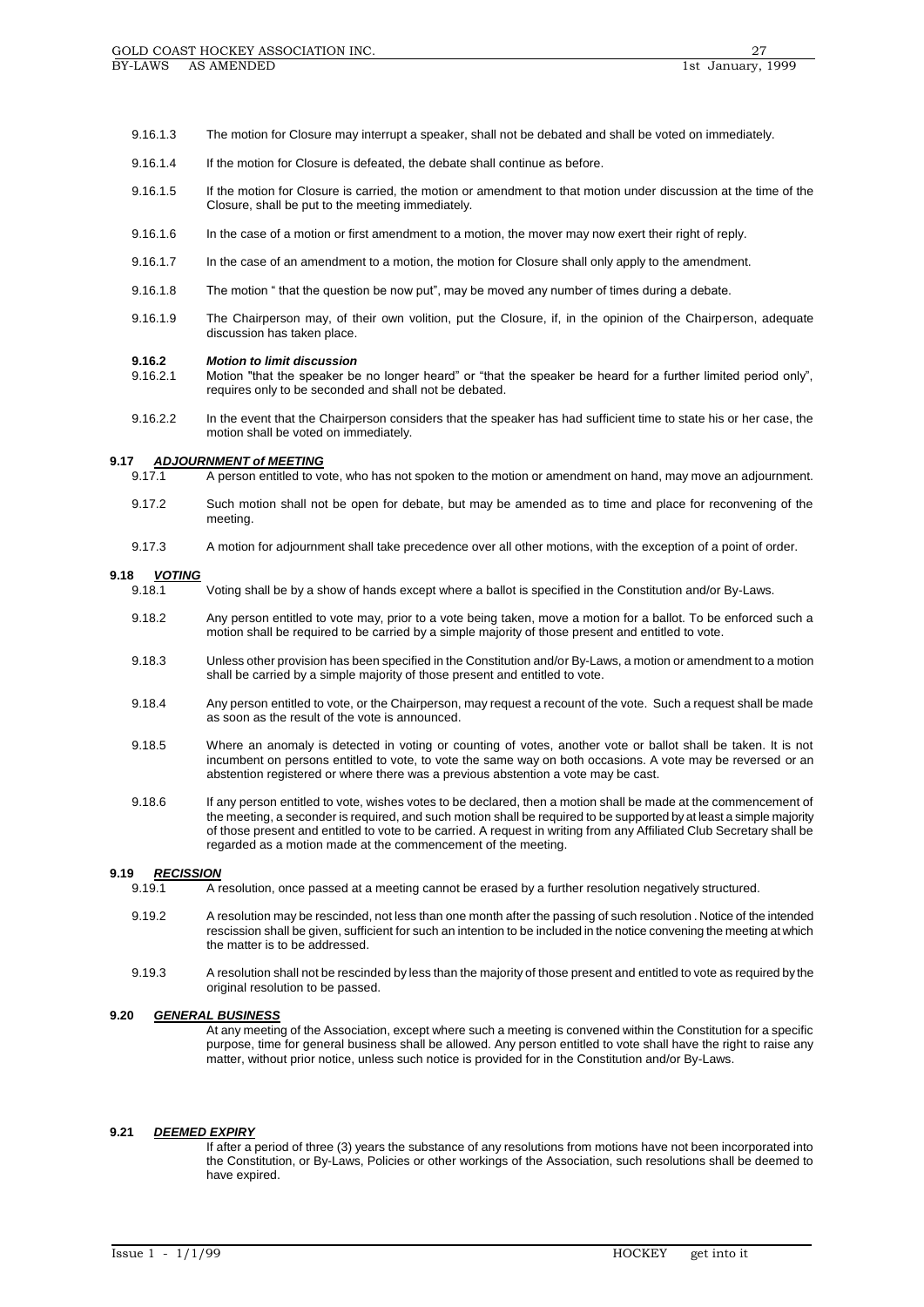9.16.1.3 The motion for Closure may interrupt a speaker, shall not be debated and shall be voted on immediately.

9.16.1.4 If the motion for Closure is defeated, the debate shall continue as before.

9.16.1.5 If the motion for Closure is carried, the motion or amendment to that motion under discussion at the time of the Closure, shall be put to the meeting immediately.

9.16.1.6 In the case of a motion or first amendment to a motion, the mover may now exert their right of reply.

9.16.1.7 In the case of an amendment to a motion, the motion for Closure shall only apply to the amendment.

9.16.1.8 The motion " that the question be now put", may be moved any number of times during a debate.

9.16.1.9 The Chairperson may, of their own volition, put the Closure, if, in the opinion of the Chairperson, adequate discussion has taken place.

**9.16.2** ***Motion to limit discussion***

9.16.2.1 Motion "that the speaker be no longer heard" or "that the speaker be heard for a further limited period only", requires only to be seconded and shall not be debated.

9.16.2.2 In the event that the Chairperson considers that the speaker has had sufficient time to state his or her case, the motion shall be voted on immediately.

## 9.17 ***ADJOURNMENT of MEETING***

9.17.1 A person entitled to vote, who has not spoken to the motion or amendment on hand, may move an adjournment.

9.17.2 Such motion shall not be open for debate, but may be amended as to time and place for reconvening of the meeting.

9.17.3 A motion for adjournment shall take precedence over all other motions, with the exception of a point of order.

## 9.18 ***VOTING***

9.18.1 Voting shall be by a show of hands except where a ballot is specified in the Constitution and/or By-Laws.

9.18.2 Any person entitled to vote may, prior to a vote being taken, move a motion for a ballot. To be enforced such a motion shall be required to be carried by a simple majority of those present and entitled to vote.

9.18.3 Unless other provision has been specified in the Constitution and/or By-Laws, a motion or amendment to a motion shall be carried by a simple majority of those present and entitled to vote.

9.18.4 Any person entitled to vote, or the Chairperson, may request a recount of the vote. Such a request shall be made as soon as the result of the vote is announced.

9.18.5 Where an anomaly is detected in voting or counting of votes, another vote or ballot shall be taken. It is not incumbent on persons entitled to vote, to vote the same way on both occasions. A vote may be reversed or an abstention registered or where there was a previous abstention a vote may be cast.

9.18.6 If any person entitled to vote, wishes votes to be declared, then a motion shall be made at the commencement of the meeting, a seconder is required, and such motion shall be required to be supported by at least a simple majority of those present and entitled to vote to be carried. A request in writing from any Affiliated Club Secretary shall be regarded as a motion made at the commencement of the meeting.

## 9.19 ***RECISSION***

9.19.1 A resolution, once passed at a meeting cannot be erased by a further resolution negatively structured.

9.19.2 A resolution may be rescinded, not less than one month after the passing of such resolution . Notice of the intended rescission shall be given, sufficient for such an intention to be included in the notice convening the meeting at which the matter is to be addressed.

9.19.3 A resolution shall not be rescinded by less than the majority of those present and entitled to vote as required by the original resolution to be passed.

## 9.20 ***GENERAL BUSINESS***

At any meeting of the Association, except where such a meeting is convened within the Constitution for a specific purpose, time for general business shall be allowed. Any person entitled to vote shall have the right to raise any matter, without prior notice, unless such notice is provided for in the Constitution and/or By-Laws.

## 9.21 ***DEEMED EXPIRY***

If after a period of three (3) years the substance of any resolutions from motions have not been incorporated into the Constitution, or By-Laws, Policies or other workings of the Association, such resolutions shall be deemed to have expired.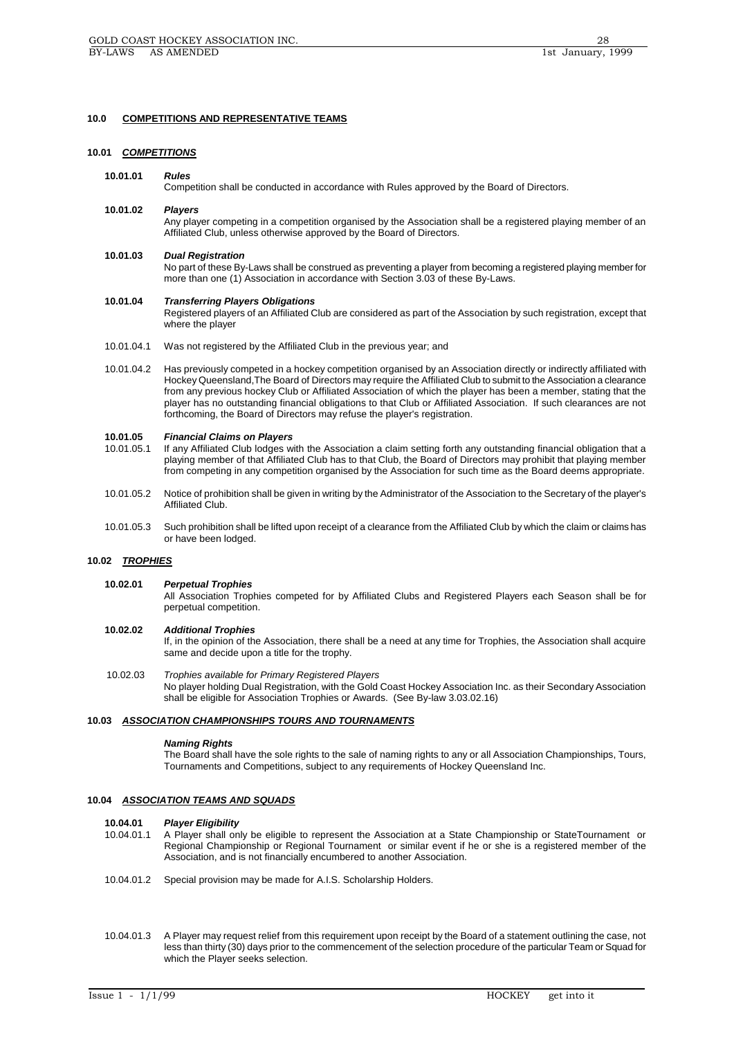## 10.0 COMPETITIONS AND REPRESENTATIVE TEAMS

### 10.01 *COMPETITIONS*

**10.01.01** ***Rules***
Competition shall be conducted in accordance with Rules approved by the Board of Directors.

**10.01.02** ***Players***
Any player competing in a competition organised by the Association shall be a registered playing member of an Affiliated Club, unless otherwise approved by the Board of Directors.

**10.01.03** ***Dual Registration***
No part of these By-Laws shall be construed as preventing a player from becoming a registered playing member for more than one (1) Association in accordance with Section 3.03 of these By-Laws.

**10.01.04** ***Transferring Players Obligations***
Registered players of an Affiliated Club are considered as part of the Association by such registration, except that where the player

10.01.04.1 Was not registered by the Affiliated Club in the previous year; and

10.01.04.2 Has previously competed in a hockey competition organised by an Association directly or indirectly affiliated with Hockey Queensland,The Board of Directors may require the Affiliated Club to submit to the Association a clearance from any previous hockey Club or Affiliated Association of which the player has been a member, stating that the player has no outstanding financial obligations to that Club or Affiliated Association. If such clearances are not forthcoming, the Board of Directors may refuse the player's registration.

**10.01.05** ***Financial Claims on Players***

10.01.05.1 If any Affiliated Club lodges with the Association a claim setting forth any outstanding financial obligation that a playing member of that Affiliated Club has to that Club, the Board of Directors may prohibit that playing member from competing in any competition organised by the Association for such time as the Board deems appropriate.

10.01.05.2 Notice of prohibition shall be given in writing by the Administrator of the Association to the Secretary of the player's Affiliated Club.

10.01.05.3 Such prohibition shall be lifted upon receipt of a clearance from the Affiliated Club by which the claim or claims has or have been lodged.

### 10.02 *TROPHIES*

**10.02.01** ***Perpetual Trophies***
All Association Trophies competed for by Affiliated Clubs and Registered Players each Season shall be for perpetual competition.

**10.02.02** ***Additional Trophies***
If, in the opinion of the Association, there shall be a need at any time for Trophies, the Association shall acquire same and decide upon a title for the trophy.

10.02.03 *Trophies available for Primary Registered Players*
No player holding Dual Registration, with the Gold Coast Hockey Association Inc. as their Secondary Association shall be eligible for Association Trophies or Awards. (See By-law 3.03.02.16)

### 10.03 *ASSOCIATION CHAMPIONSHIPS TOURS AND TOURNAMENTS*

***Naming Rights***
The Board shall have the sole rights to the sale of naming rights to any or all Association Championships, Tours, Tournaments and Competitions, subject to any requirements of Hockey Queensland Inc.

### 10.04 *ASSOCIATION TEAMS AND SQUADS*

**10.04.01** ***Player Eligibility***

10.04.01.1 A Player shall only be eligible to represent the Association at a State Championship or StateTournament or Regional Championship or Regional Tournament or similar event if he or she is a registered member of the Association, and is not financially encumbered to another Association.

10.04.01.2 Special provision may be made for A.I.S. Scholarship Holders.

10.04.01.3 A Player may request relief from this requirement upon receipt by the Board of a statement outlining the case, not less than thirty (30) days prior to the commencement of the selection procedure of the particular Team or Squad for which the Player seeks selection.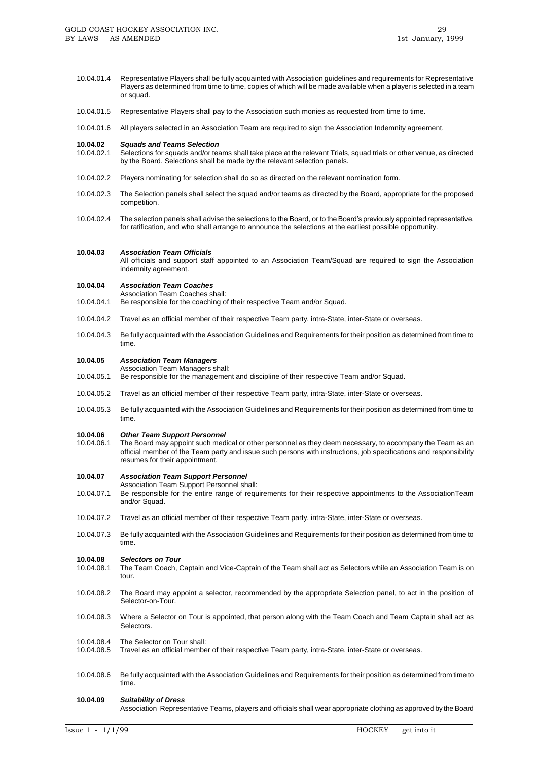10.04.01.4 Representative Players shall be fully acquainted with Association guidelines and requirements for Representative Players as determined from time to time, copies of which will be made available when a player is selected in a team or squad.

10.04.01.5 Representative Players shall pay to the Association such monies as requested from time to time.

10.04.01.6 All players selected in an Association Team are required to sign the Association Indemnity agreement.

**10.04.02** ***Squads and Teams Selection***

10.04.02.1 Selections for squads and/or teams shall take place at the relevant Trials, squad trials or other venue, as directed by the Board. Selections shall be made by the relevant selection panels.

10.04.02.2 Players nominating for selection shall do so as directed on the relevant nomination form.

10.04.02.3 The Selection panels shall select the squad and/or teams as directed by the Board, appropriate for the proposed competition.

10.04.02.4 The selection panels shall advise the selections to the Board, or to the Board's previously appointed representative, for ratification, and who shall arrange to announce the selections at the earliest possible opportunity.

**10.04.03** ***Association Team Officials***

All officials and support staff appointed to an Association Team/Squad are required to sign the Association indemnity agreement.

**10.04.04** ***Association Team Coaches***

Association Team Coaches shall:

10.04.04.1 Be responsible for the coaching of their respective Team and/or Squad.

10.04.04.2 Travel as an official member of their respective Team party, intra-State, inter-State or overseas.

10.04.04.3 Be fully acquainted with the Association Guidelines and Requirements for their position as determined from time to time.

**10.04.05** ***Association Team Managers***

Association Team Managers shall:

10.04.05.1 Be responsible for the management and discipline of their respective Team and/or Squad.

10.04.05.2 Travel as an official member of their respective Team party, intra-State, inter-State or overseas.

10.04.05.3 Be fully acquainted with the Association Guidelines and Requirements for their position as determined from time to time.

**10.04.06** ***Other Team Support Personnel***

10.04.06.1 The Board may appoint such medical or other personnel as they deem necessary, to accompany the Team as an official member of the Team party and issue such persons with instructions, job specifications and responsibility resumes for their appointment.

**10.04.07** ***Association Team Support Personnel***

Association Team Support Personnel shall:

10.04.07.1 Be responsible for the entire range of requirements for their respective appointments to the AssociationTeam and/or Squad.

10.04.07.2 Travel as an official member of their respective Team party, intra-State, inter-State or overseas.

10.04.07.3 Be fully acquainted with the Association Guidelines and Requirements for their position as determined from time to time.

**10.04.08** ***Selectors on Tour***

10.04.08.1 The Team Coach, Captain and Vice-Captain of the Team shall act as Selectors while an Association Team is on tour.

10.04.08.2 The Board may appoint a selector, recommended by the appropriate Selection panel, to act in the position of Selector-on-Tour.

10.04.08.3 Where a Selector on Tour is appointed, that person along with the Team Coach and Team Captain shall act as Selectors.

10.04.08.4 The Selector on Tour shall:

10.04.08.5 Travel as an official member of their respective Team party, intra-State, inter-State or overseas.

10.04.08.6 Be fully acquainted with the Association Guidelines and Requirements for their position as determined from time to time.

**10.04.09** ***Suitability of Dress***

Association Representative Teams, players and officials shall wear appropriate clothing as approved by the Board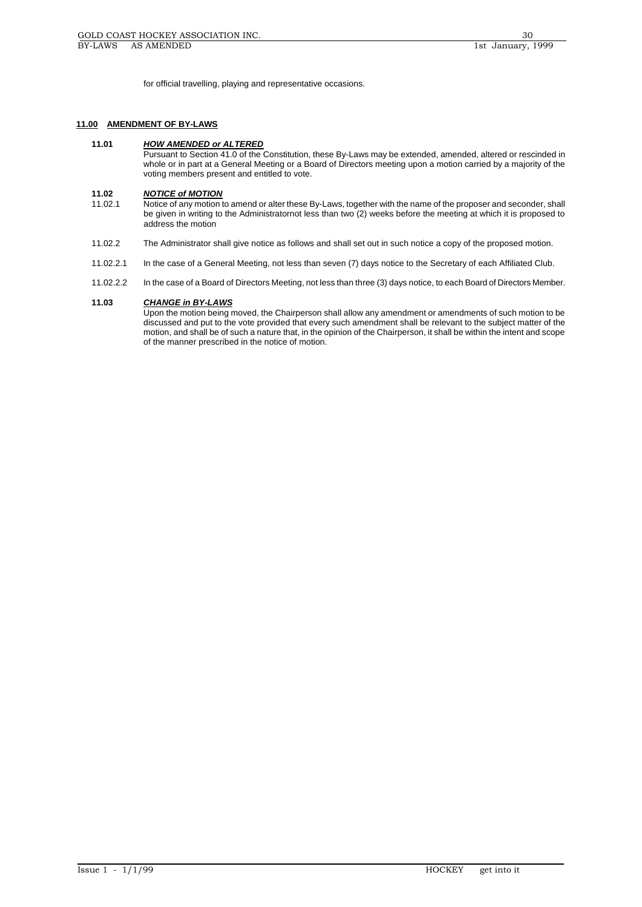for official travelling, playing and representative occasions.

## 11.00 AMENDMENT OF BY-LAWS

### 11.01 *HOW AMENDED or ALTERED*

Pursuant to Section 41.0 of the Constitution, these By-Laws may be extended, amended, altered or rescinded in whole or in part at a General Meeting or a Board of Directors meeting upon a motion carried by a majority of the voting members present and entitled to vote.

### 11.02 *NOTICE of MOTION*

11.02.1 Notice of any motion to amend or alter these By-Laws, together with the name of the proposer and seconder, shall be given in writing to the Administratornot less than two (2) weeks before the meeting at which it is proposed to address the motion

11.02.2 The Administrator shall give notice as follows and shall set out in such notice a copy of the proposed motion.

11.02.2.1 In the case of a General Meeting, not less than seven (7) days notice to the Secretary of each Affiliated Club.

11.02.2.2 In the case of a Board of Directors Meeting, not less than three (3) days notice, to each Board of Directors Member.

### 11.03 *CHANGE in BY-LAWS*

Upon the motion being moved, the Chairperson shall allow any amendment or amendments of such motion to be discussed and put to the vote provided that every such amendment shall be relevant to the subject matter of the motion, and shall be of such a nature that, in the opinion of the Chairperson, it shall be within the intent and scope of the manner prescribed in the notice of motion.